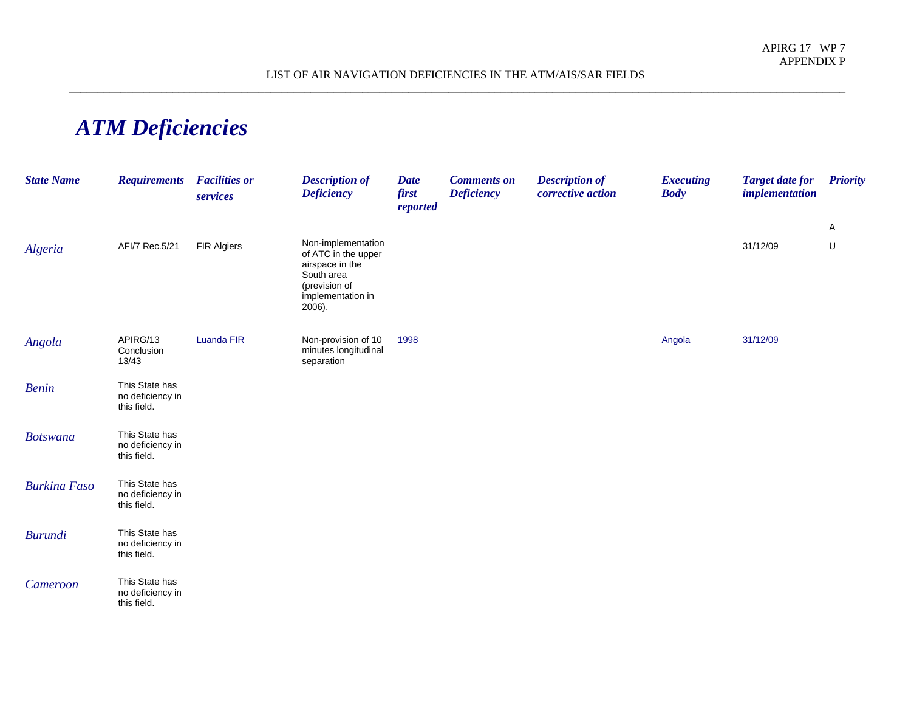LIST OF AIR NAVIGATION DEFICIENCIES IN THE ATM/AIS/SAR FIELDS

# *ATM Deficiencies*

| *State Name* | *Requirements* | *Facilities or services* | *Description of Deficiency* | *Date first reported* | *Comments on Deficiency* | *Description of corrective action* | *Executing Body* | *Target date for implementation* | *Priority* |
|---|---|---|---|---|---|---|---|---|---|
| *Algeria* | AFI/7 Rec.5/21 | FIR Algiers | Non-implementation of ATC in the upper airspace in the South area (prevision of implementation in 2006). | | | | | 31/12/09 | A U |
| *Angola* | APIRG/13 Conclusion 13/43 | Luanda FIR | Non-provision of 10 minutes longitudinal separation | 1998 | | | Angola | 31/12/09 | |
| *Benin* | This State has no deficiency in this field. | | | | | | | | |
| *Botswana* | This State has no deficiency in this field. | | | | | | | | |
| *Burkina Faso* | This State has no deficiency in this field. | | | | | | | | |
| *Burundi* | This State has no deficiency in this field. | | | | | | | | |
| *Cameroon* | This State has no deficiency in this field. | | | | | | | | |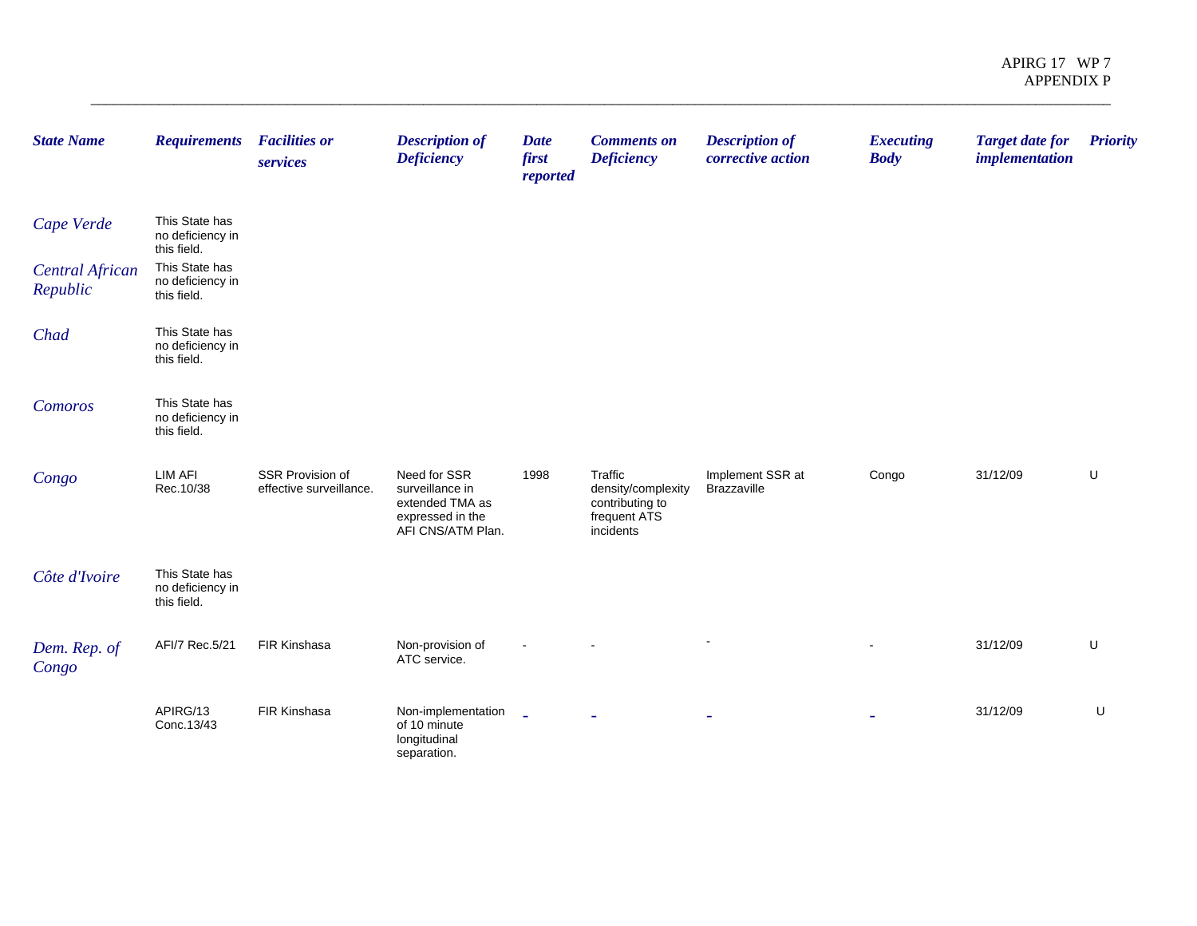| State Name | Requirements | Facilities or services | Description of Deficiency | Date first reported | Comments on Deficiency | Description of corrective action | Executing Body | Target date for implementation | Priority |
|---|---|---|---|---|---|---|---|---|---|
| Cape Verde | This State has no deficiency in this field. | | | | | | | | |
| Central African Republic | This State has no deficiency in this field. | | | | | | | | |
| Chad | This State has no deficiency in this field. | | | | | | | | |
| Comoros | This State has no deficiency in this field. | | | | | | | | |
| Congo | LIM AFI Rec.10/38 | SSR Provision of effective surveillance. | Need for SSR surveillance in extended TMA as expressed in the AFI CNS/ATM Plan. | 1998 | Traffic density/complexity contributing to frequent ATS incidents | Implement SSR at Brazzaville | Congo | 31/12/09 | U |
| Côte d'Ivoire | This State has no deficiency in this field. | | | | | | | | |
| Dem. Rep. of Congo | AFI/7 Rec.5/21 | FIR Kinshasa | Non-provision of ATC service. | - | - | - | - | 31/12/09 | U |
| | APIRG/13 Conc.13/43 | FIR Kinshasa | Non-implementation of 10 minute longitudinal separation. | - | - | - | - | 31/12/09 | U |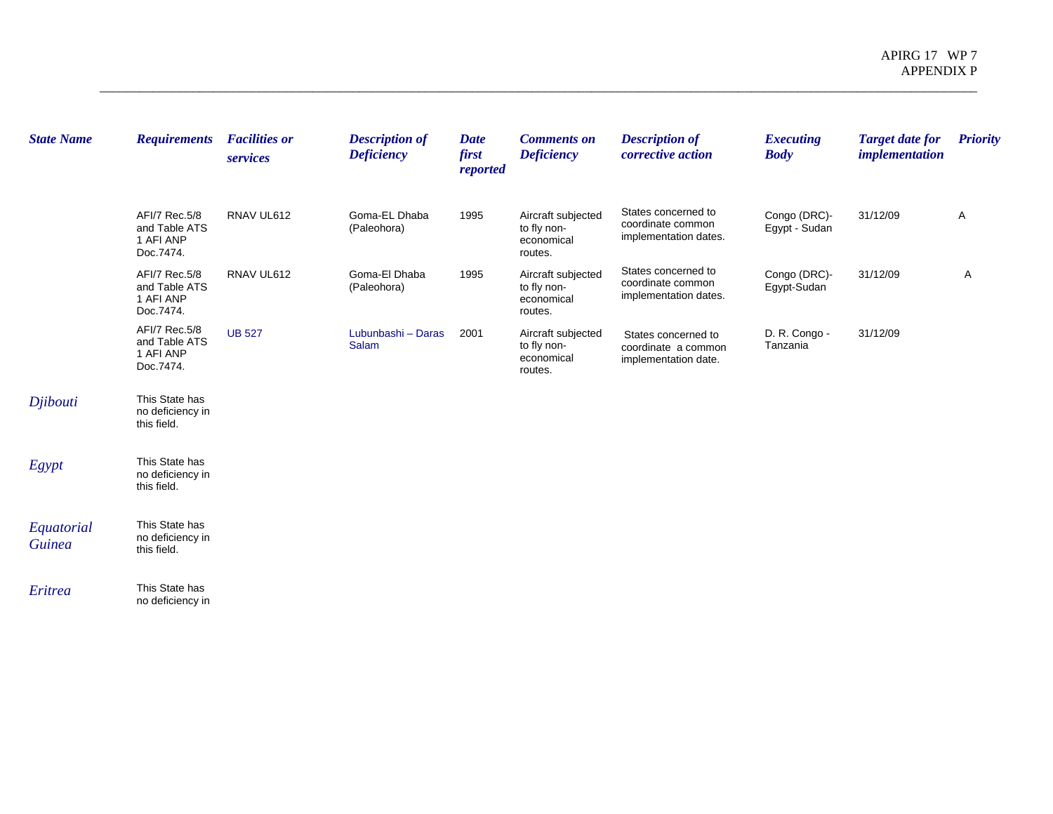| State Name | Requirements | Facilities or services | Description of Deficiency | Date first reported | Comments on Deficiency | Description of corrective action | Executing Body | Target date for implementation | Priority |
|---|---|---|---|---|---|---|---|---|---|
| | AFI/7 Rec.5/8 and Table ATS 1 AFI ANP Doc.7474. | RNAV UL612 | Goma-EL Dhaba (Paleohora) | 1995 | Aircraft subjected to fly non-economical routes. | States concerned to coordinate common implementation dates. | Congo (DRC)-Egypt - Sudan | 31/12/09 | A |
| | AFI/7 Rec.5/8 and Table ATS 1 AFI ANP Doc.7474. | RNAV UL612 | Goma-El Dhaba (Paleohora) | 1995 | Aircraft subjected to fly non-economical routes. | States concerned to coordinate common implementation dates. | Congo (DRC)-Egypt-Sudan | 31/12/09 | A |
| | AFI/7 Rec.5/8 and Table ATS 1 AFI ANP Doc.7474. | UB 527 | Lubunbashi – Daras Salam | 2001 | Aircraft subjected to fly non-economical routes. | States concerned to coordinate a common implementation date. | D. R. Congo - Tanzania | 31/12/09 | |
| Djibouti | This State has no deficiency in this field. | | | | | | | | |
| Egypt | This State has no deficiency in this field. | | | | | | | | |
| Equatorial Guinea | This State has no deficiency in this field. | | | | | | | | |
| Eritrea | This State has no deficiency in | | | | | | | | |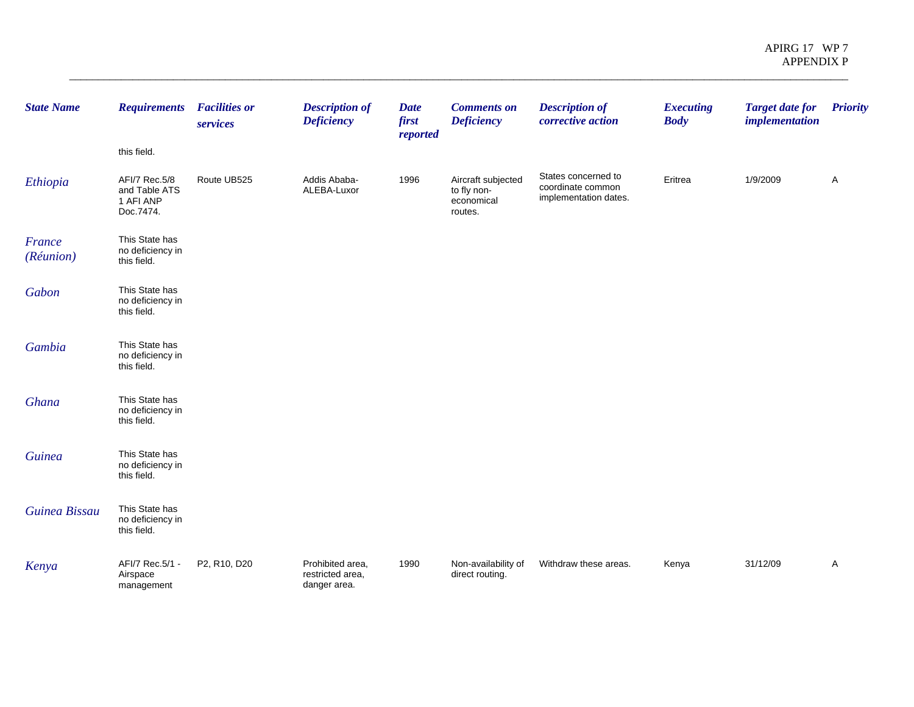| State Name | Requirements | Facilities or services | Description of Deficiency | Date first reported | Comments on Deficiency | Description of corrective action | Executing Body | Target date for implementation | Priority |
|---|---|---|---|---|---|---|---|---|---|
| | this field. | | | | | | | | |
| Ethiopia | AFI/7 Rec.5/8 and Table ATS 1 AFI ANP Doc.7474. | Route UB525 | Addis Ababa-ALEBA-Luxor | 1996 | Aircraft subjected to fly non-economical routes. | States concerned to coordinate common implementation dates. | Eritrea | 1/9/2009 | A |
| France (Réunion) | This State has no deficiency in this field. | | | | | | | | |
| Gabon | This State has no deficiency in this field. | | | | | | | | |
| Gambia | This State has no deficiency in this field. | | | | | | | | |
| Ghana | This State has no deficiency in this field. | | | | | | | | |
| Guinea | This State has no deficiency in this field. | | | | | | | | |
| Guinea Bissau | This State has no deficiency in this field. | | | | | | | | |
| Kenya | AFI/7 Rec.5/1 - Airspace management | P2, R10, D20 | Prohibited area, restricted area, danger area. | 1990 | Non-availability of direct routing. | Withdraw these areas. | Kenya | 31/12/09 | A |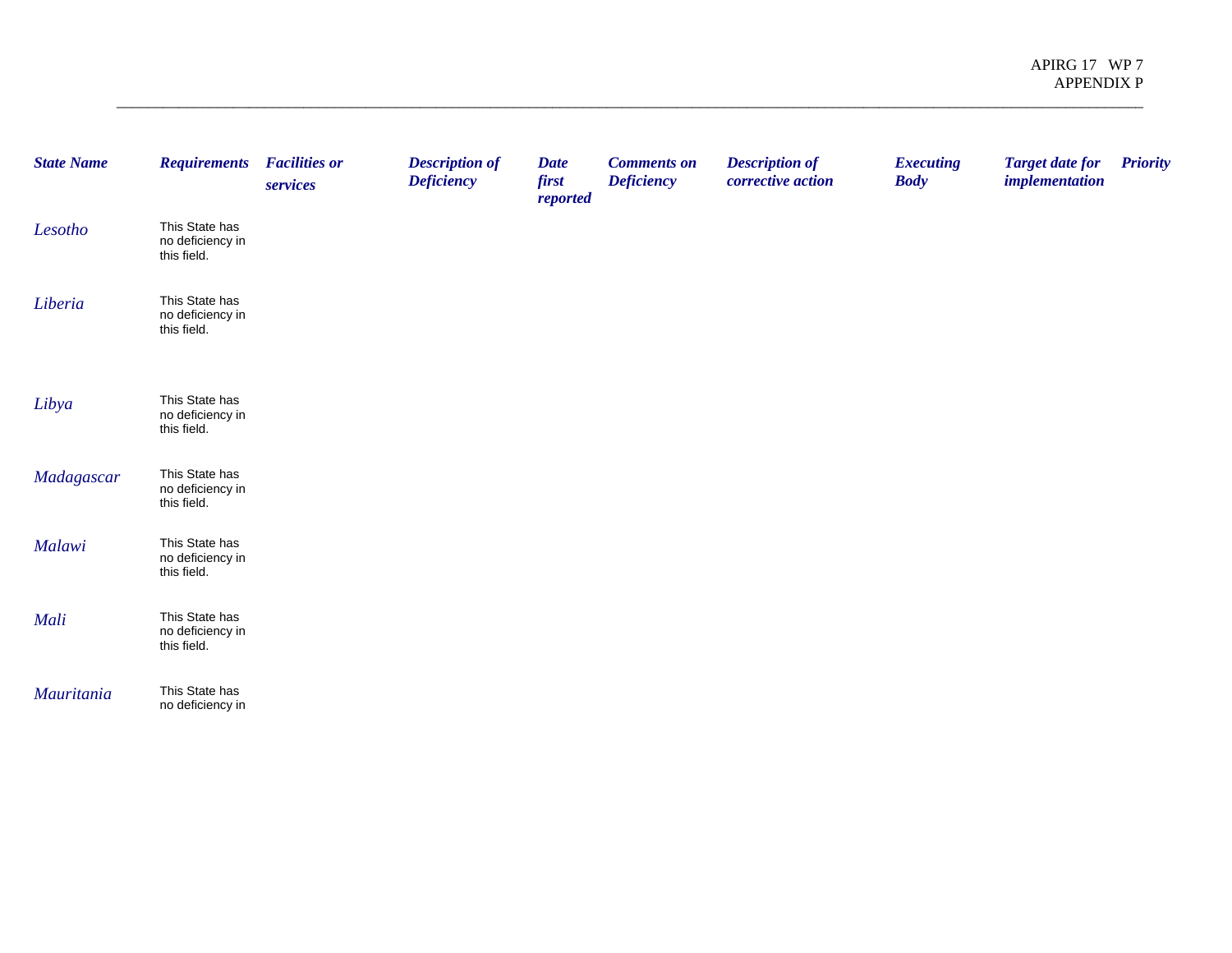| State Name | Requirements | Facilities or services | Description of Deficiency | Date first reported | Comments on Deficiency | Description of corrective action | Executing Body | Target date for implementation | Priority |
|---|---|---|---|---|---|---|---|---|---|
| Lesotho | This State has no deficiency in this field. | | | | | | | | |
| Liberia | This State has no deficiency in this field. | | | | | | | | |
| Libya | This State has no deficiency in this field. | | | | | | | | |
| Madagascar | This State has no deficiency in this field. | | | | | | | | |
| Malawi | This State has no deficiency in this field. | | | | | | | | |
| Mali | This State has no deficiency in this field. | | | | | | | | |
| Mauritania | This State has no deficiency in | | | | | | | | |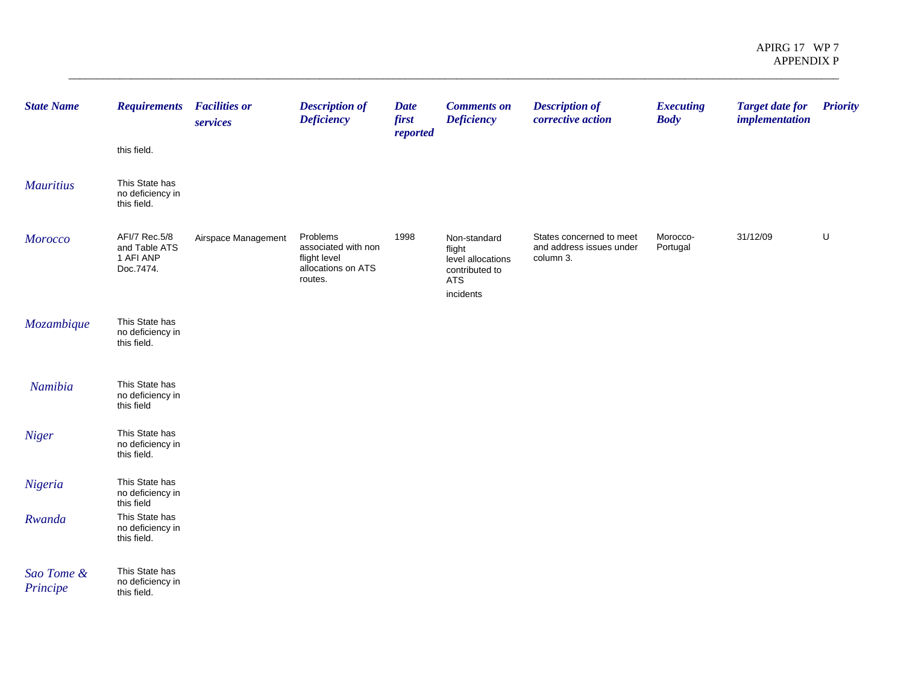| State Name | Requirements | Facilities or services | Description of Deficiency | Date first reported | Comments on Deficiency | Description of corrective action | Executing Body | Target date for implementation | Priority |
|---|---|---|---|---|---|---|---|---|---|
| | this field. | | | | | | | | |
| Mauritius | This State has no deficiency in this field. | | | | | | | | |
| Morocco | AFI/7 Rec.5/8 and Table ATS 1 AFI ANP Doc.7474. | Airspace Management | Problems associated with non flight level allocations on ATS routes. | 1998 | Non-standard flight level allocations contributed to ATS incidents | States concerned to meet and address issues under column 3. | Morocco-Portugal | 31/12/09 | U |
| Mozambique | This State has no deficiency in this field. | | | | | | | | |
| Namibia | This State has no deficiency in this field | | | | | | | | |
| Niger | This State has no deficiency in this field. | | | | | | | | |
| Nigeria | This State has no deficiency in this field | | | | | | | | |
| Rwanda | This State has no deficiency in this field. | | | | | | | | |
| Sao Tome & Principe | This State has no deficiency in this field. | | | | | | | | |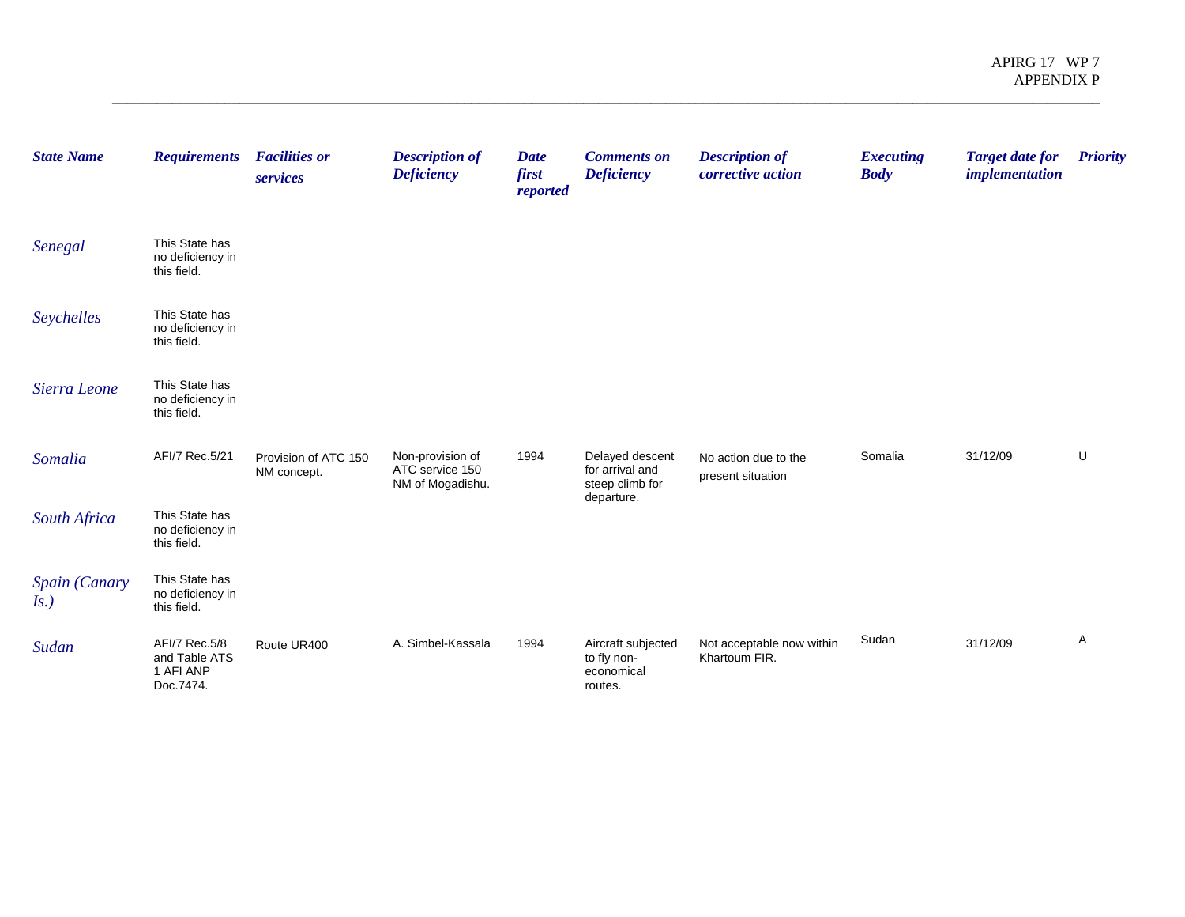| *State Name* | *Requirements* | *Facilities or services* | *Description of Deficiency* | *Date first reported* | *Comments on Deficiency* | *Description of corrective action* | *Executing Body* | *Target date for implementation* | *Priority* |
|---|---|---|---|---|---|---|---|---|---|
| *Senegal* | This State has no deficiency in this field. | | | | | | | | |
| *Seychelles* | This State has no deficiency in this field. | | | | | | | | |
| *Sierra Leone* | This State has no deficiency in this field. | | | | | | | | |
| *Somalia* | AFI/7 Rec.5/21 | Provision of ATC 150 NM concept. | Non-provision of ATC service 150 NM of Mogadishu. | 1994 | Delayed descent for arrival and steep climb for departure. | No action due to the present situation | Somalia | 31/12/09 | U |
| *South Africa* | This State has no deficiency in this field. | | | | | | | | |
| *Spain (Canary Is.)* | This State has no deficiency in this field. | | | | | | | | |
| *Sudan* | AFI/7 Rec.5/8 and Table ATS 1 AFI ANP Doc.7474. | Route UR400 | A. Simbel-Kassala | 1994 | Aircraft subjected to fly non-economical routes. | Not acceptable now within Khartoum FIR. | Sudan | 31/12/09 | A |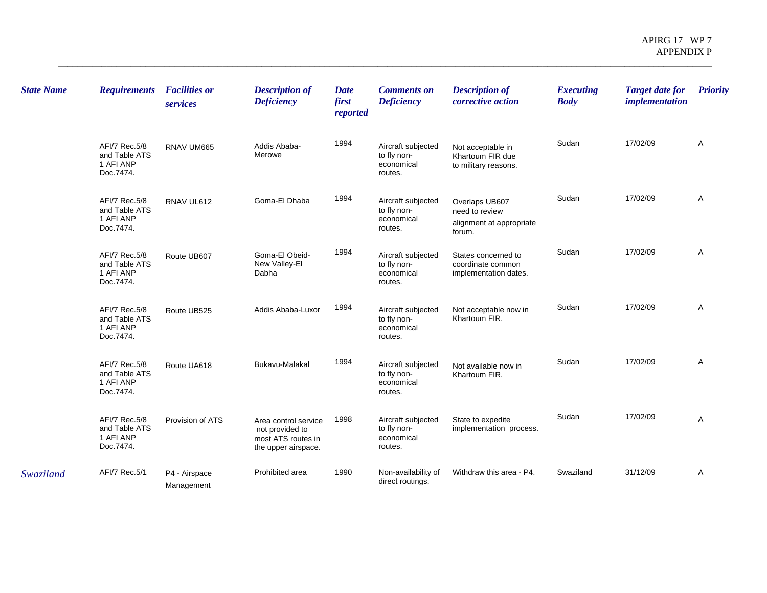| State Name | Requirements | Facilities or services | Description of Deficiency | Date first reported | Comments on Deficiency | Description of corrective action | Executing Body | Target date for implementation | Priority |
|---|---|---|---|---|---|---|---|---|---|
| | AFI/7 Rec.5/8 and Table ATS 1 AFI ANP Doc.7474. | RNAV UM665 | Addis Ababa-Merowe | 1994 | Aircraft subjected to fly non-economical routes. | Not acceptable in Khartoum FIR due to military reasons. | Sudan | 17/02/09 | A |
| | AFI/7 Rec.5/8 and Table ATS 1 AFI ANP Doc.7474. | RNAV UL612 | Goma-El Dhaba | 1994 | Aircraft subjected to fly non-economical routes. | Overlaps UB607 need to review alignment at appropriate forum. | Sudan | 17/02/09 | A |
| | AFI/7 Rec.5/8 and Table ATS 1 AFI ANP Doc.7474. | Route UB607 | Goma-El Obeid-New Valley-El Dabha | 1994 | Aircraft subjected to fly non-economical routes. | States concerned to coordinate common implementation dates. | Sudan | 17/02/09 | A |
| | AFI/7 Rec.5/8 and Table ATS 1 AFI ANP Doc.7474. | Route UB525 | Addis Ababa-Luxor | 1994 | Aircraft subjected to fly non-economical routes. | Not acceptable now in Khartoum FIR. | Sudan | 17/02/09 | A |
| | AFI/7 Rec.5/8 and Table ATS 1 AFI ANP Doc.7474. | Route UA618 | Bukavu-Malakal | 1994 | Aircraft subjected to fly non-economical routes. | Not available now in Khartoum FIR. | Sudan | 17/02/09 | A |
| | AFI/7 Rec.5/8 and Table ATS 1 AFI ANP Doc.7474. | Provision of ATS | Area control service not provided to most ATS routes in the upper airspace. | 1998 | Aircraft subjected to fly non-economical routes. | State to expedite implementation process. | Sudan | 17/02/09 | A |
| *Swaziland* | AFI/7 Rec.5/1 | P4 - Airspace Management | Prohibited area | 1990 | Non-availability of direct routings. | Withdraw this area - P4. | Swaziland | 31/12/09 | A |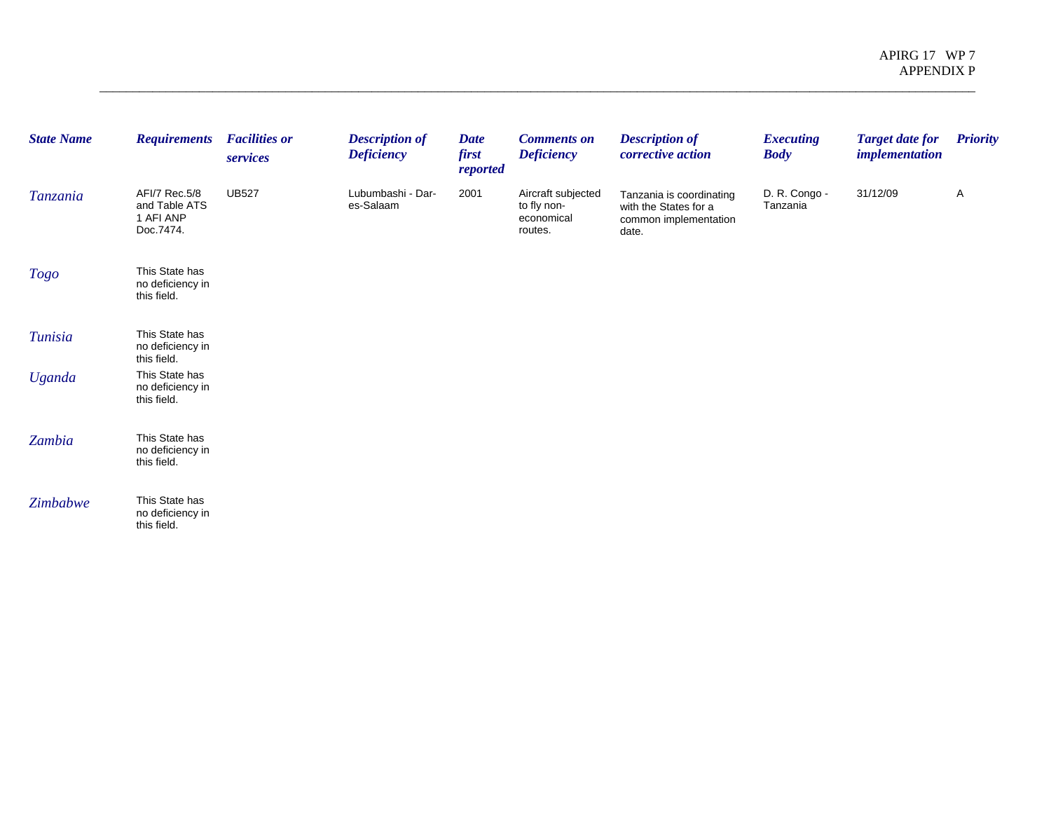| *State Name* | *Requirements* | *Facilities or services* | *Description of Deficiency* | *Date first reported* | *Comments on Deficiency* | *Description of corrective action* | *Executing Body* | *Target date for implementation* | *Priority* |
|---|---|---|---|---|---|---|---|---|---|
| *Tanzania* | AFI/7 Rec.5/8 and Table ATS 1 AFI ANP Doc.7474. | UB527 | Lubumbashi - Dar-es-Salaam | 2001 | Aircraft subjected to fly non-economical routes. | Tanzania is coordinating with the States for a common implementation date. | D. R. Congo - Tanzania | 31/12/09 | A |
| *Togo* | This State has no deficiency in this field. | | | | | | | | |
| *Tunisia* | This State has no deficiency in this field. | | | | | | | | |
| *Uganda* | This State has no deficiency in this field. | | | | | | | | |
| *Zambia* | This State has no deficiency in this field. | | | | | | | | |
| *Zimbabwe* | This State has no deficiency in this field. | | | | | | | | |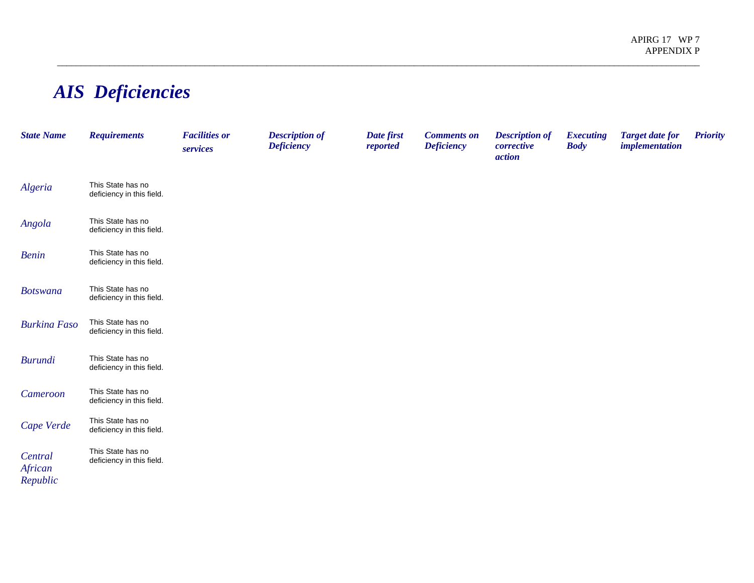# AIS Deficiencies

| State Name | Requirements | Facilities or services | Description of Deficiency | Date first reported | Comments on Deficiency | Description of corrective action | Executing Body | Target date for implementation | Priority |
|---|---|---|---|---|---|---|---|---|---|
| Algeria | This State has no deficiency in this field. | | | | | | | | |
| Angola | This State has no deficiency in this field. | | | | | | | | |
| Benin | This State has no deficiency in this field. | | | | | | | | |
| Botswana | This State has no deficiency in this field. | | | | | | | | |
| Burkina Faso | This State has no deficiency in this field. | | | | | | | | |
| Burundi | This State has no deficiency in this field. | | | | | | | | |
| Cameroon | This State has no deficiency in this field. | | | | | | | | |
| Cape Verde | This State has no deficiency in this field. | | | | | | | | |
| Central African Republic | This State has no deficiency in this field. | | | | | | | | |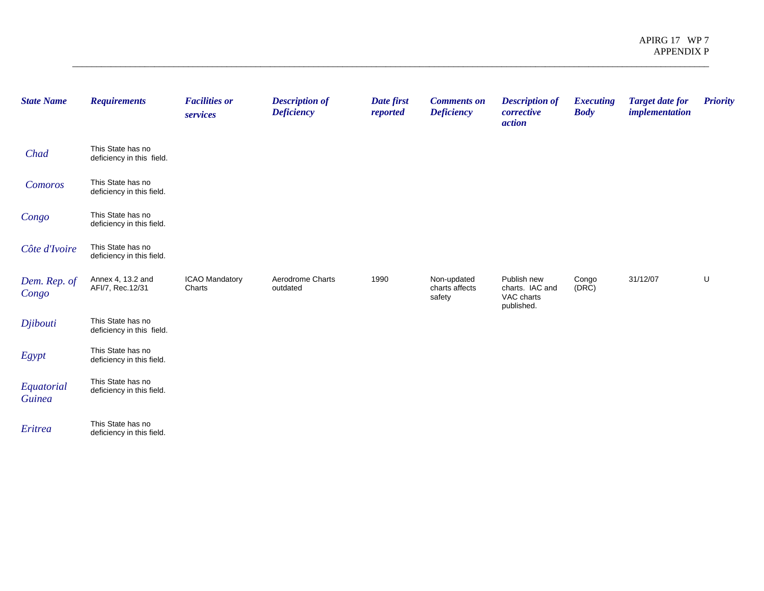| State Name | Requirements | Facilities or services | Description of Deficiency | Date first reported | Comments on Deficiency | Description of corrective action | Executing Body | Target date for implementation | Priority |
|---|---|---|---|---|---|---|---|---|---|
| Chad | This State has no deficiency in this field. | | | | | | | | |
| Comoros | This State has no deficiency in this field. | | | | | | | | |
| Congo | This State has no deficiency in this field. | | | | | | | | |
| Côte d'Ivoire | This State has no deficiency in this field. | | | | | | | | |
| Dem. Rep. of Congo | Annex 4, 13.2 and AFI/7, Rec.12/31 | ICAO Mandatory Charts | Aerodrome Charts outdated | 1990 | Non-updated charts affects safety | Publish new charts. IAC and VAC charts published. | Congo (DRC) | 31/12/07 | U |
| Djibouti | This State has no deficiency in this field. | | | | | | | | |
| Egypt | This State has no deficiency in this field. | | | | | | | | |
| Equatorial Guinea | This State has no deficiency in this field. | | | | | | | | |
| Eritrea | This State has no deficiency in this field. | | | | | | | | |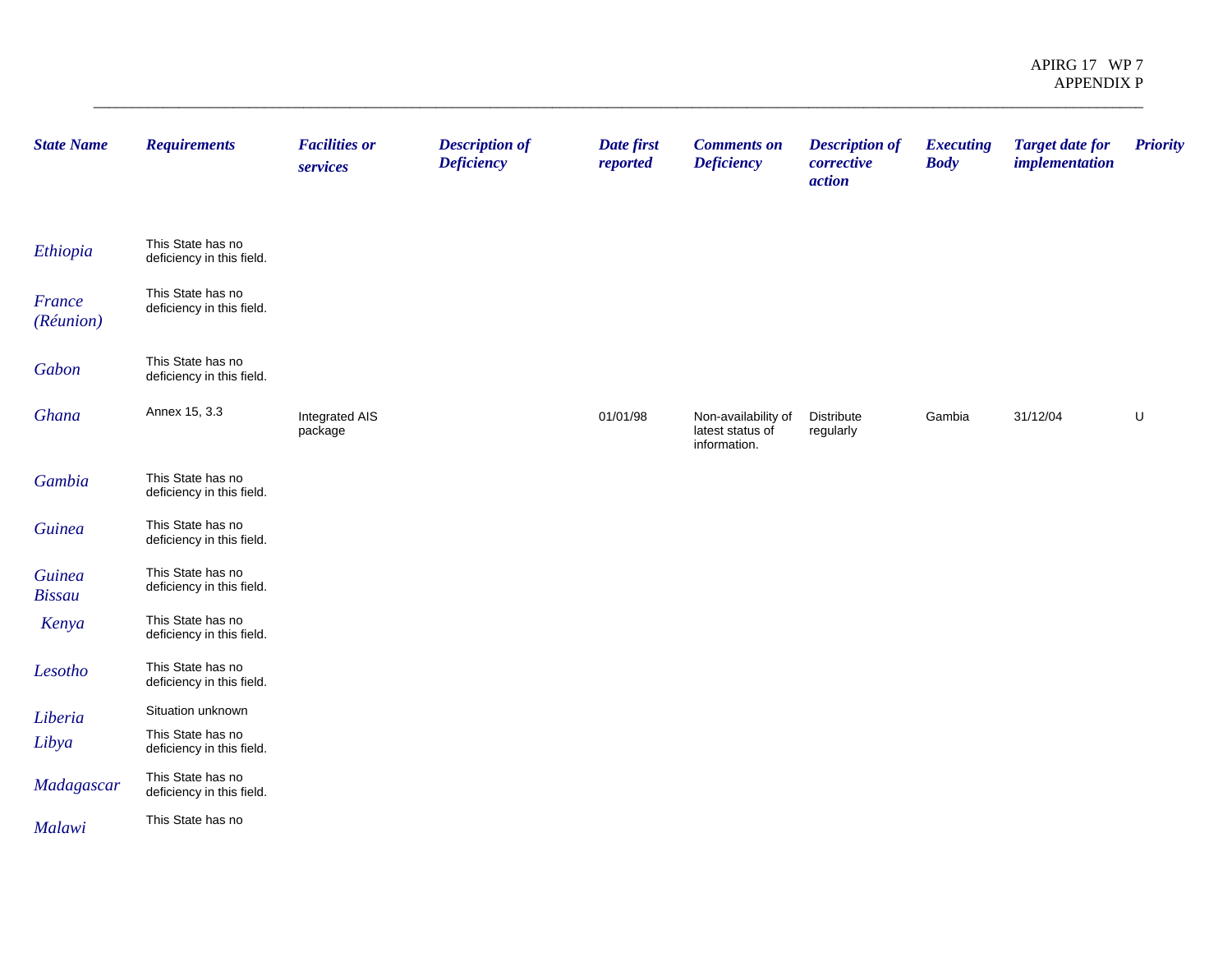| State Name | Requirements | Facilities or services | Description of Deficiency | Date first reported | Comments on Deficiency | Description of corrective action | Executing Body | Target date for implementation | Priority |
|---|---|---|---|---|---|---|---|---|---|
| Ethiopia | This State has no deficiency in this field. | | | | | | | | |
| France (Réunion) | This State has no deficiency in this field. | | | | | | | | |
| Gabon | This State has no deficiency in this field. | | | | | | | | |
| Ghana | Annex 15, 3.3 | Integrated AIS package | | 01/01/98 | Non-availability of latest status of information. | Distribute regularly | Gambia | 31/12/04 | U |
| Gambia | This State has no deficiency in this field. | | | | | | | | |
| Guinea | This State has no deficiency in this field. | | | | | | | | |
| Guinea Bissau | This State has no deficiency in this field. | | | | | | | | |
| Kenya | This State has no deficiency in this field. | | | | | | | | |
| Lesotho | This State has no deficiency in this field. | | | | | | | | |
| Liberia | Situation unknown | | | | | | | | |
| Libya | This State has no deficiency in this field. | | | | | | | | |
| Madagascar | This State has no deficiency in this field. | | | | | | | | |
| Malawi | This State has no | | | | | | | | |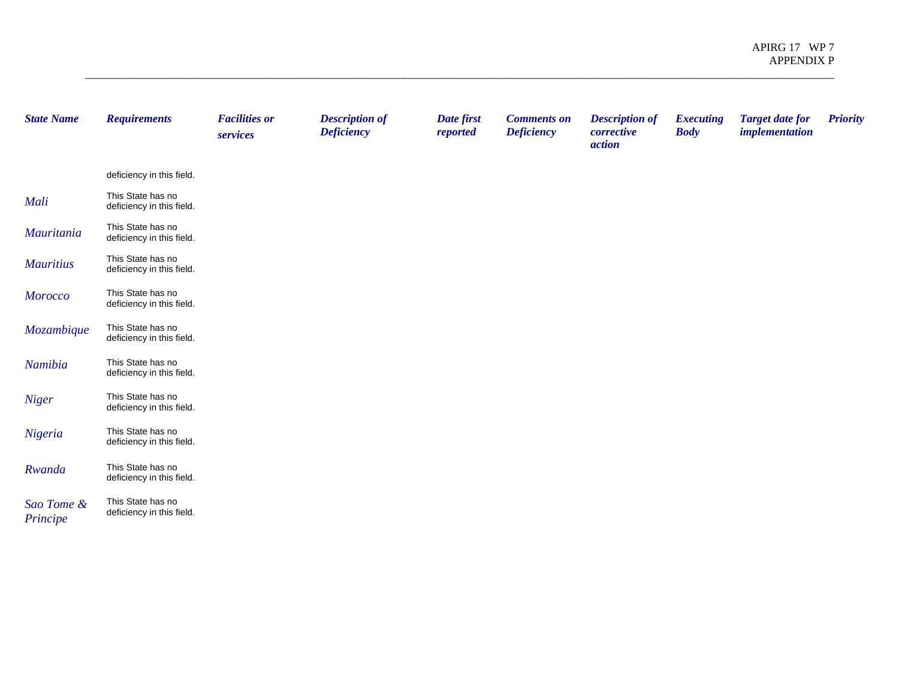| State Name | Requirements | Facilities or services | Description of Deficiency | Date first reported | Comments on Deficiency | Description of corrective action | Executing Body | Target date for implementation | Priority |
|---|---|---|---|---|---|---|---|---|---|
| | deficiency in this field. | | | | | | | | |
| Mali | This State has no deficiency in this field. | | | | | | | | |
| Mauritania | This State has no deficiency in this field. | | | | | | | | |
| Mauritius | This State has no deficiency in this field. | | | | | | | | |
| Morocco | This State has no deficiency in this field. | | | | | | | | |
| Mozambique | This State has no deficiency in this field. | | | | | | | | |
| Namibia | This State has no deficiency in this field. | | | | | | | | |
| Niger | This State has no deficiency in this field. | | | | | | | | |
| Nigeria | This State has no deficiency in this field. | | | | | | | | |
| Rwanda | This State has no deficiency in this field. | | | | | | | | |
| Sao Tome & Principe | This State has no deficiency in this field. | | | | | | | | |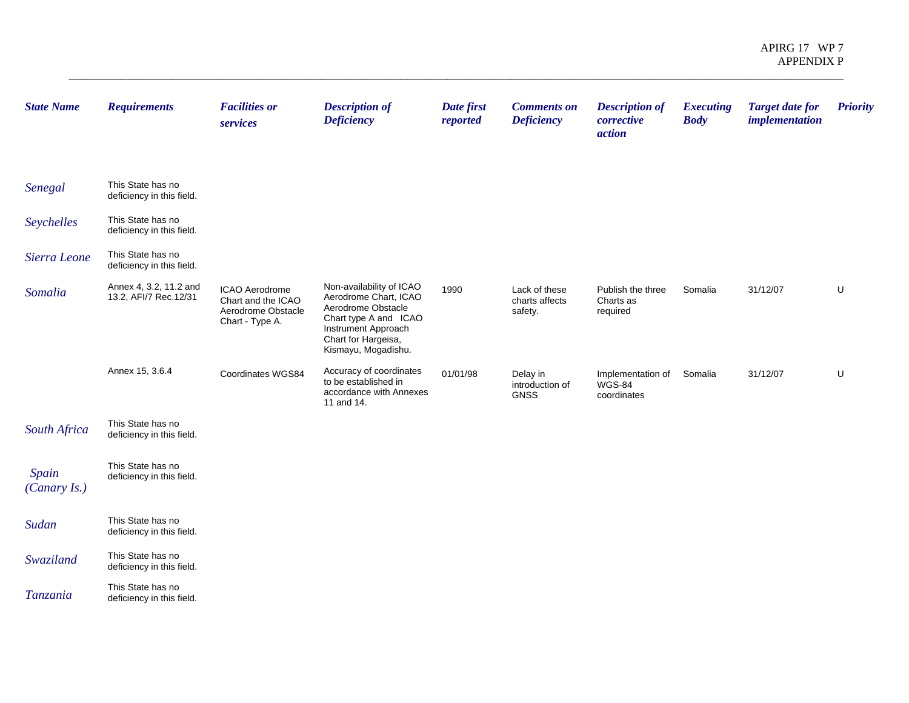| *State Name* | *Requirements* | *Facilities or services* | *Description of Deficiency* | *Date first reported* | *Comments on Deficiency* | *Description of corrective action* | *Executing Body* | *Target date for implementation* | *Priority* |
|---|---|---|---|---|---|---|---|---|---|
| *Senegal* | This State has no deficiency in this field. | | | | | | | | |
| *Seychelles* | This State has no deficiency in this field. | | | | | | | | |
| *Sierra Leone* | This State has no deficiency in this field. | | | | | | | | |
| *Somalia* | Annex 4, 3.2, 11.2 and 13.2, AFI/7 Rec.12/31 | ICAO Aerodrome Chart and the ICAO Aerodrome Obstacle Chart - Type A. | Non-availability of ICAO Aerodrome Chart, ICAO Aerodrome Obstacle Chart type A and ICAO Instrument Approach Chart for Hargeisa, Kismayu, Mogadishu. | 1990 | Lack of these charts affects safety. | Publish the three Charts as required | Somalia | 31/12/07 | U |
| | Annex 15, 3.6.4 | Coordinates WGS84 | Accuracy of coordinates to be established in accordance with Annexes 11 and 14. | 01/01/98 | Delay in introduction of GNSS | Implementation of WGS-84 coordinates | Somalia | 31/12/07 | U |
| *South Africa* | This State has no deficiency in this field. | | | | | | | | |
| *Spain (Canary Is.)* | This State has no deficiency in this field. | | | | | | | | |
| *Sudan* | This State has no deficiency in this field. | | | | | | | | |
| *Swaziland* | This State has no deficiency in this field. | | | | | | | | |
| *Tanzania* | This State has no deficiency in this field. | | | | | | | | |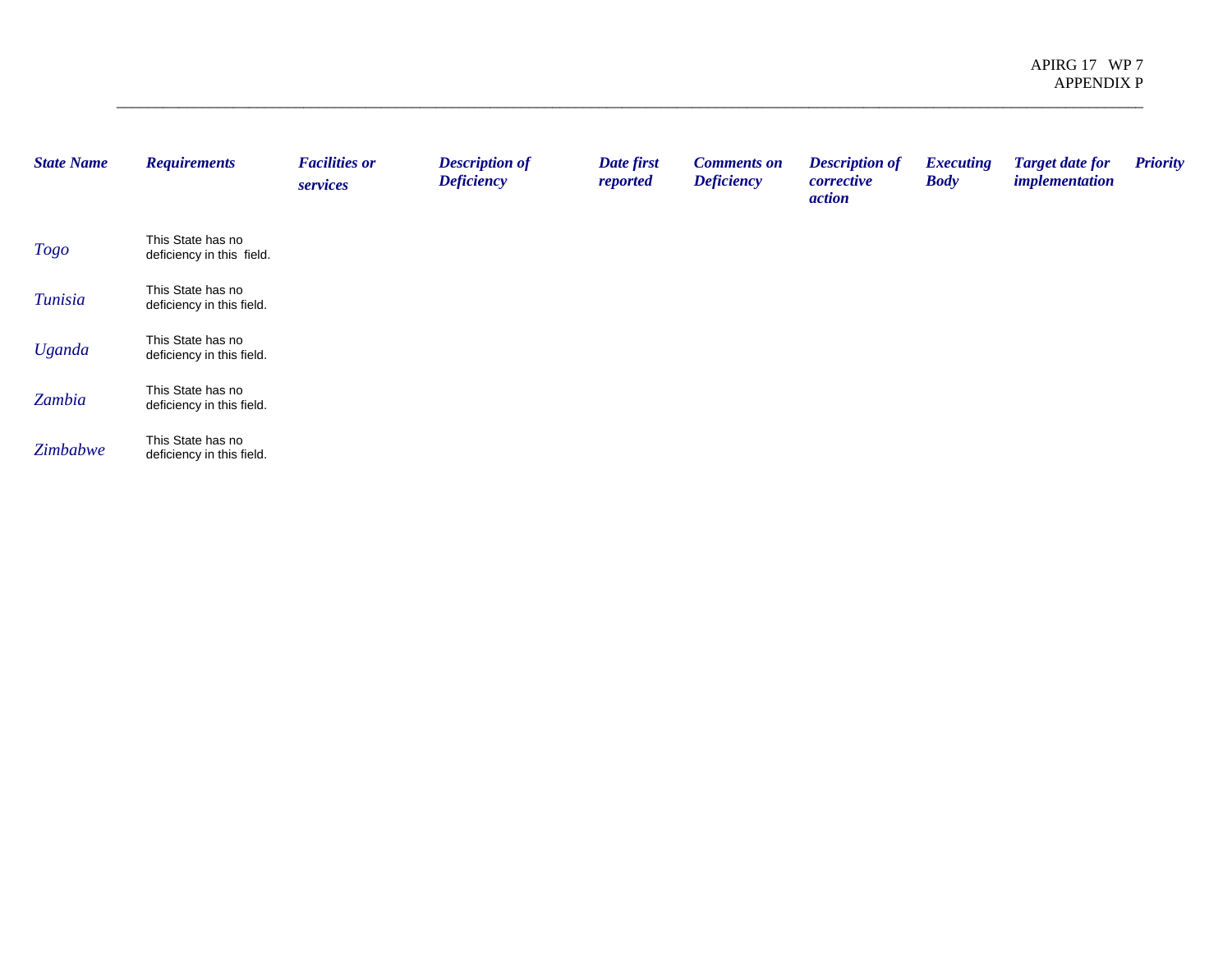| State Name | Requirements | Facilities or services | Description of Deficiency | Date first reported | Comments on Deficiency | Description of corrective action | Executing Body | Target date for implementation | Priority |
|---|---|---|---|---|---|---|---|---|---|
| *Togo* | This State has no deficiency in this field. | | | | | | | | |
| *Tunisia* | This State has no deficiency in this field. | | | | | | | | |
| *Uganda* | This State has no deficiency in this field. | | | | | | | | |
| *Zambia* | This State has no deficiency in this field. | | | | | | | | |
| *Zimbabwe* | This State has no deficiency in this field. | | | | | | | | |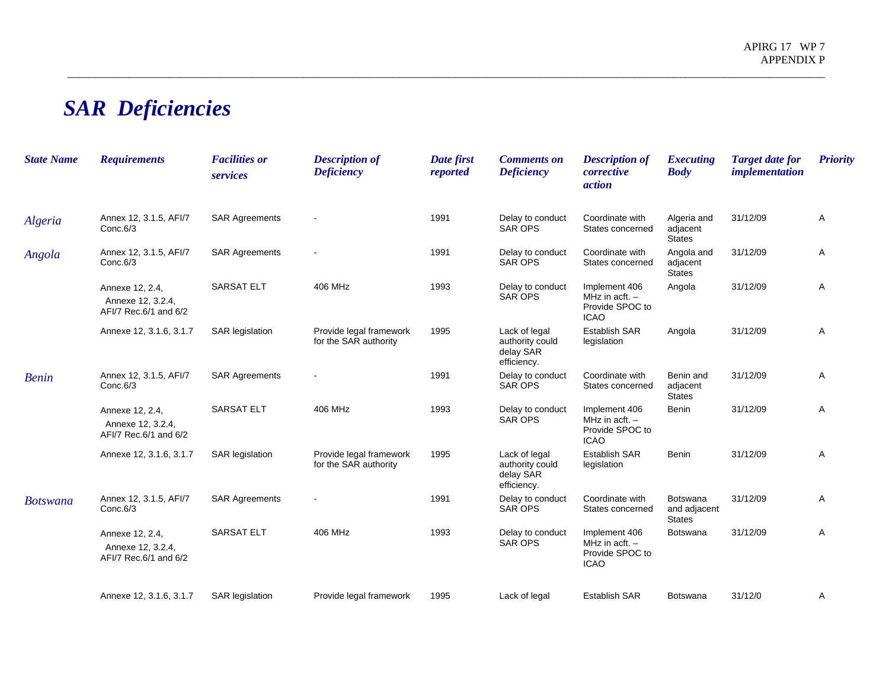# SAR Deficiencies

| State Name | Requirements | Facilities or services | Description of Deficiency | Date first reported | Comments on Deficiency | Description of corrective action | Executing Body | Target date for implementation | Priority |
|---|---|---|---|---|---|---|---|---|---|
| Algeria | Annex 12, 3.1.5, AFI/7 Conc.6/3 | SAR Agreements | - | 1991 | Delay to conduct SAR OPS | Coordinate with States concerned | Algeria and adjacent States | 31/12/09 | A |
| Angola | Annex 12, 3.1.5, AFI/7 Conc.6/3 | SAR Agreements | - | 1991 | Delay to conduct SAR OPS | Coordinate with States concerned | Angola and adjacent States | 31/12/09 | A |
| | Annexe 12, 2.4, Annexe 12, 3.2.4, AFI/7 Rec.6/1 and 6/2 | SARSAT ELT | 406 MHz | 1993 | Delay to conduct SAR OPS | Implement 406 MHz in acft. – Provide SPOC to ICAO | Angola | 31/12/09 | A |
| | Annexe 12, 3.1.6, 3.1.7 | SAR legislation | Provide legal framework for the SAR authority | 1995 | Lack of legal authority could delay SAR efficiency. | Establish SAR legislation | Angola | 31/12/09 | A |
| Benin | Annex 12, 3.1.5, AFI/7 Conc.6/3 | SAR Agreements | - | 1991 | Delay to conduct SAR OPS | Coordinate with States concerned | Benin and adjacent States | 31/12/09 | A |
| | Annexe 12, 2.4, Annexe 12, 3.2.4, AFI/7 Rec.6/1 and 6/2 | SARSAT ELT | 406 MHz | 1993 | Delay to conduct SAR OPS | Implement 406 MHz in acft. – Provide SPOC to ICAO | Benin | 31/12/09 | A |
| | Annexe 12, 3.1.6, 3.1.7 | SAR legislation | Provide legal framework for the SAR authority | 1995 | Lack of legal authority could delay SAR efficiency. | Establish SAR legislation | Benin | 31/12/09 | A |
| Botswana | Annex 12, 3.1.5, AFI/7 Conc.6/3 | SAR Agreements | - | 1991 | Delay to conduct SAR OPS | Coordinate with States concerned | Botswana and adjacent States | 31/12/09 | A |
| | Annexe 12, 2.4, Annexe 12, 3.2.4, AFI/7 Rec.6/1 and 6/2 | SARSAT ELT | 406 MHz | 1993 | Delay to conduct SAR OPS | Implement 406 MHz in acft. – Provide SPOC to ICAO | Botswana | 31/12/09 | A |
| | Annexe 12, 3.1.6, 3.1.7 | SAR legislation | Provide legal framework | 1995 | Lack of legal | Establish SAR | Botswana | 31/12/0 | A |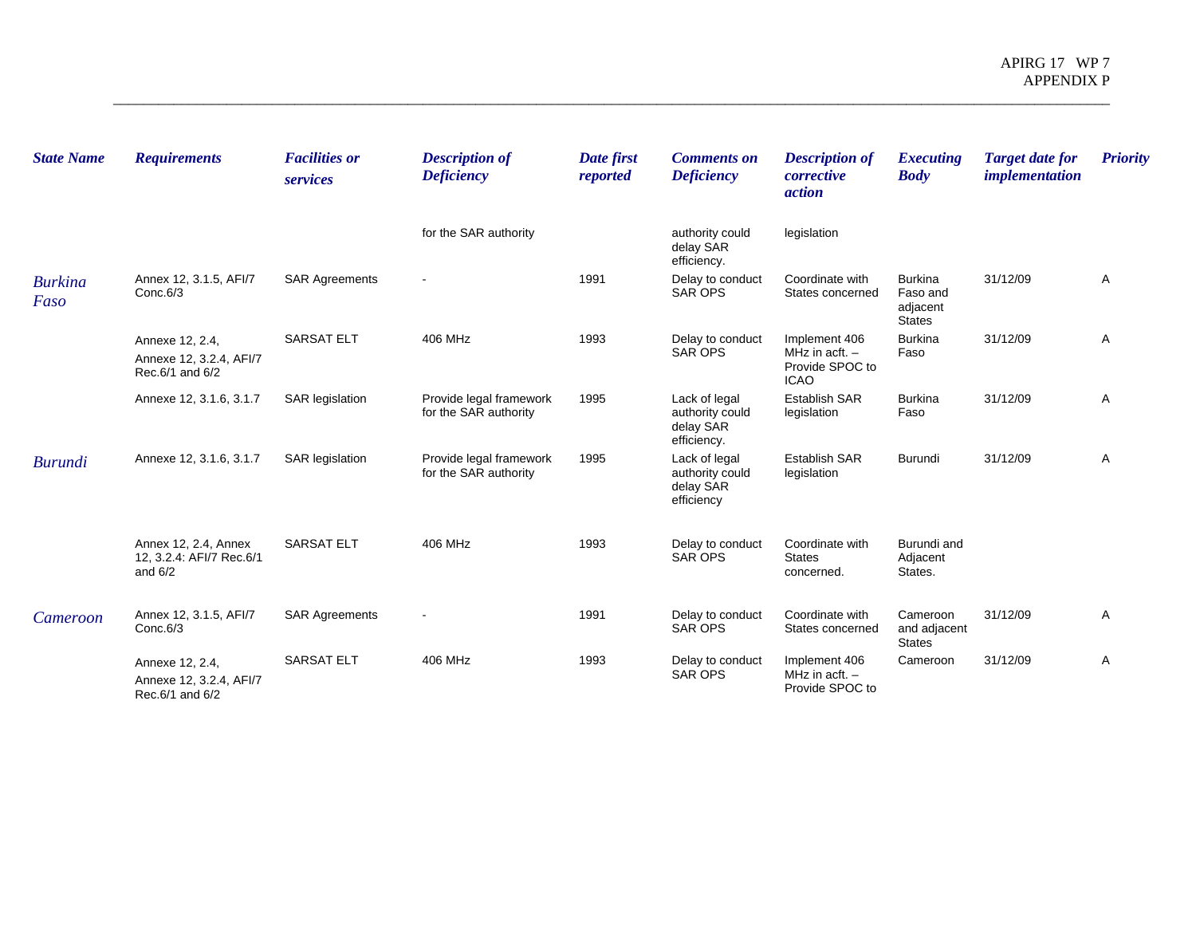| State Name | Requirements | Facilities or services | Description of Deficiency | Date first reported | Comments on Deficiency | Description of corrective action | Executing Body | Target date for implementation | Priority |
|---|---|---|---|---|---|---|---|---|---|
| | | | for the SAR authority | | authority could delay SAR efficiency. | legislation | | | |
| Burkina Faso | Annex 12, 3.1.5, AFI/7 Conc.6/3 | SAR Agreements | - | 1991 | Delay to conduct SAR OPS | Coordinate with States concerned | Burkina Faso and adjacent States | 31/12/09 | A |
| | Annexe 12, 2.4, Annexe 12, 3.2.4, AFI/7 Rec.6/1 and 6/2 | SARSAT ELT | 406 MHz | 1993 | Delay to conduct SAR OPS | Implement 406 MHz in acft. – Provide SPOC to ICAO | Burkina Faso | 31/12/09 | A |
| | Annexe 12, 3.1.6, 3.1.7 | SAR legislation | Provide legal framework for the SAR authority | 1995 | Lack of legal authority could delay SAR efficiency. | Establish SAR legislation | Burkina Faso | 31/12/09 | A |
| Burundi | Annexe 12, 3.1.6, 3.1.7 | SAR legislation | Provide legal framework for the SAR authority | 1995 | Lack of legal authority could delay SAR efficiency | Establish SAR legislation | Burundi | 31/12/09 | A |
| | Annex 12, 2.4, Annex 12, 3.2.4: AFI/7 Rec.6/1 and 6/2 | SARSAT ELT | 406 MHz | 1993 | Delay to conduct SAR OPS | Coordinate with States concerned. | Burundi and Adjacent States. | | |
| Cameroon | Annex 12, 3.1.5, AFI/7 Conc.6/3 | SAR Agreements | - | 1991 | Delay to conduct SAR OPS | Coordinate with States concerned | Cameroon and adjacent States | 31/12/09 | A |
| | Annexe 12, 2.4, Annexe 12, 3.2.4, AFI/7 Rec.6/1 and 6/2 | SARSAT ELT | 406 MHz | 1993 | Delay to conduct SAR OPS | Implement 406 MHz in acft. – Provide SPOC to | Cameroon | 31/12/09 | A |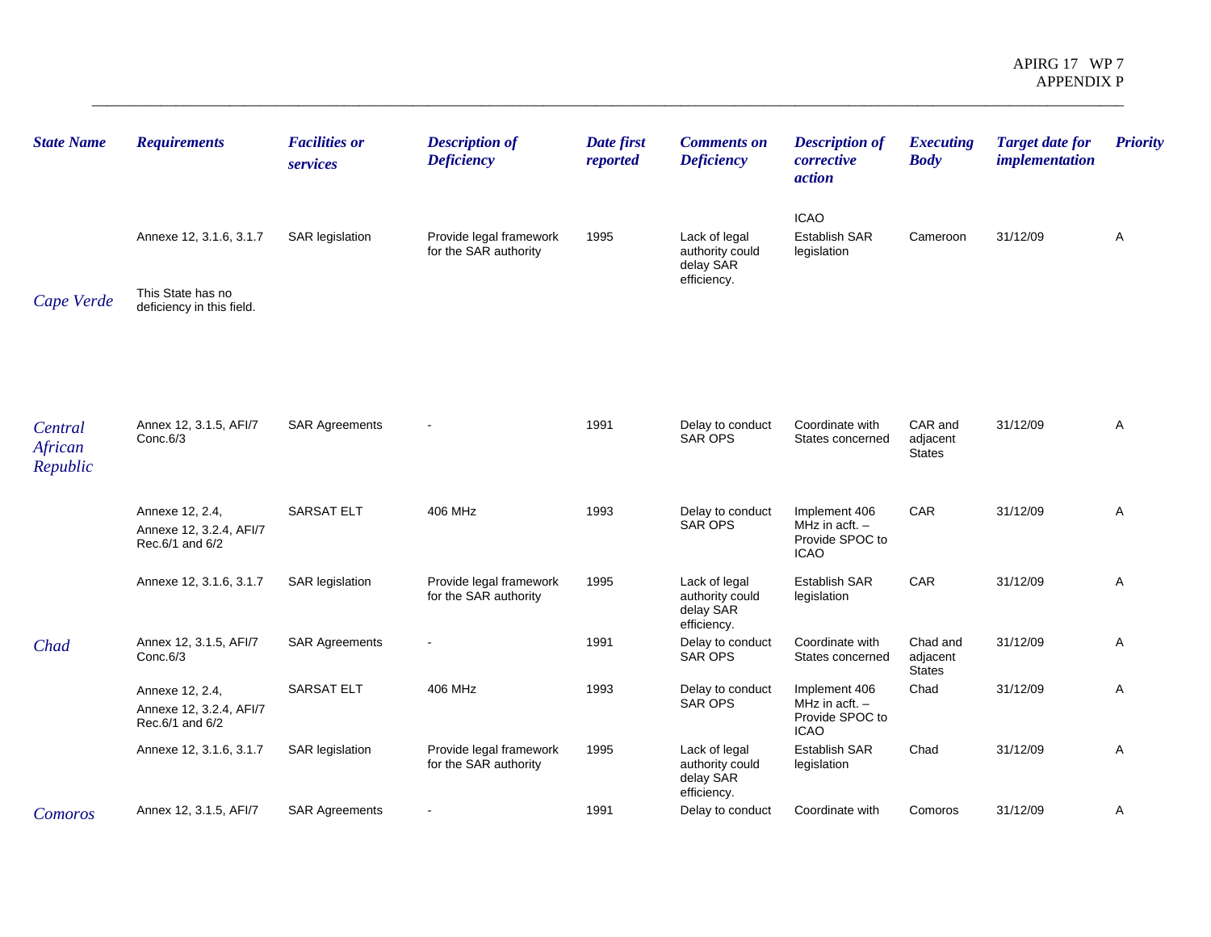| State Name | Requirements | Facilities or services | Description of Deficiency | Date first reported | Comments on Deficiency | Description of corrective action | Executing Body | Target date for implementation | Priority |
|---|---|---|---|---|---|---|---|---|---|
| | | | | | | ICAO | | | |
| | Annexe 12, 3.1.6, 3.1.7 | SAR legislation | Provide legal framework for the SAR authority | 1995 | Lack of legal authority could delay SAR efficiency. | Establish SAR legislation | Cameroon | 31/12/09 | A |
| *Cape Verde* | This State has no deficiency in this field. | | | | | | | | |
| *Central African Republic* | Annex 12, 3.1.5, AFI/7 Conc.6/3 | SAR Agreements | - | 1991 | Delay to conduct SAR OPS | Coordinate with States concerned | CAR and adjacent States | 31/12/09 | A |
| | Annexe 12, 2.4, Annexe 12, 3.2.4, AFI/7 Rec.6/1 and 6/2 | SARSAT ELT | 406 MHz | 1993 | Delay to conduct SAR OPS | Implement 406 MHz in acft. – Provide SPOC to ICAO | CAR | 31/12/09 | A |
| | Annexe 12, 3.1.6, 3.1.7 | SAR legislation | Provide legal framework for the SAR authority | 1995 | Lack of legal authority could delay SAR efficiency. | Establish SAR legislation | CAR | 31/12/09 | A |
| *Chad* | Annex 12, 3.1.5, AFI/7 Conc.6/3 | SAR Agreements | - | 1991 | Delay to conduct SAR OPS | Coordinate with States concerned | Chad and adjacent States | 31/12/09 | A |
| | Annexe 12, 2.4, Annexe 12, 3.2.4, AFI/7 Rec.6/1 and 6/2 | SARSAT ELT | 406 MHz | 1993 | Delay to conduct SAR OPS | Implement 406 MHz in acft. – Provide SPOC to ICAO | Chad | 31/12/09 | A |
| | Annexe 12, 3.1.6, 3.1.7 | SAR legislation | Provide legal framework for the SAR authority | 1995 | Lack of legal authority could delay SAR efficiency. | Establish SAR legislation | Chad | 31/12/09 | A |
| *Comoros* | Annex 12, 3.1.5, AFI/7 | SAR Agreements | - | 1991 | Delay to conduct | Coordinate with | Comoros | 31/12/09 | A |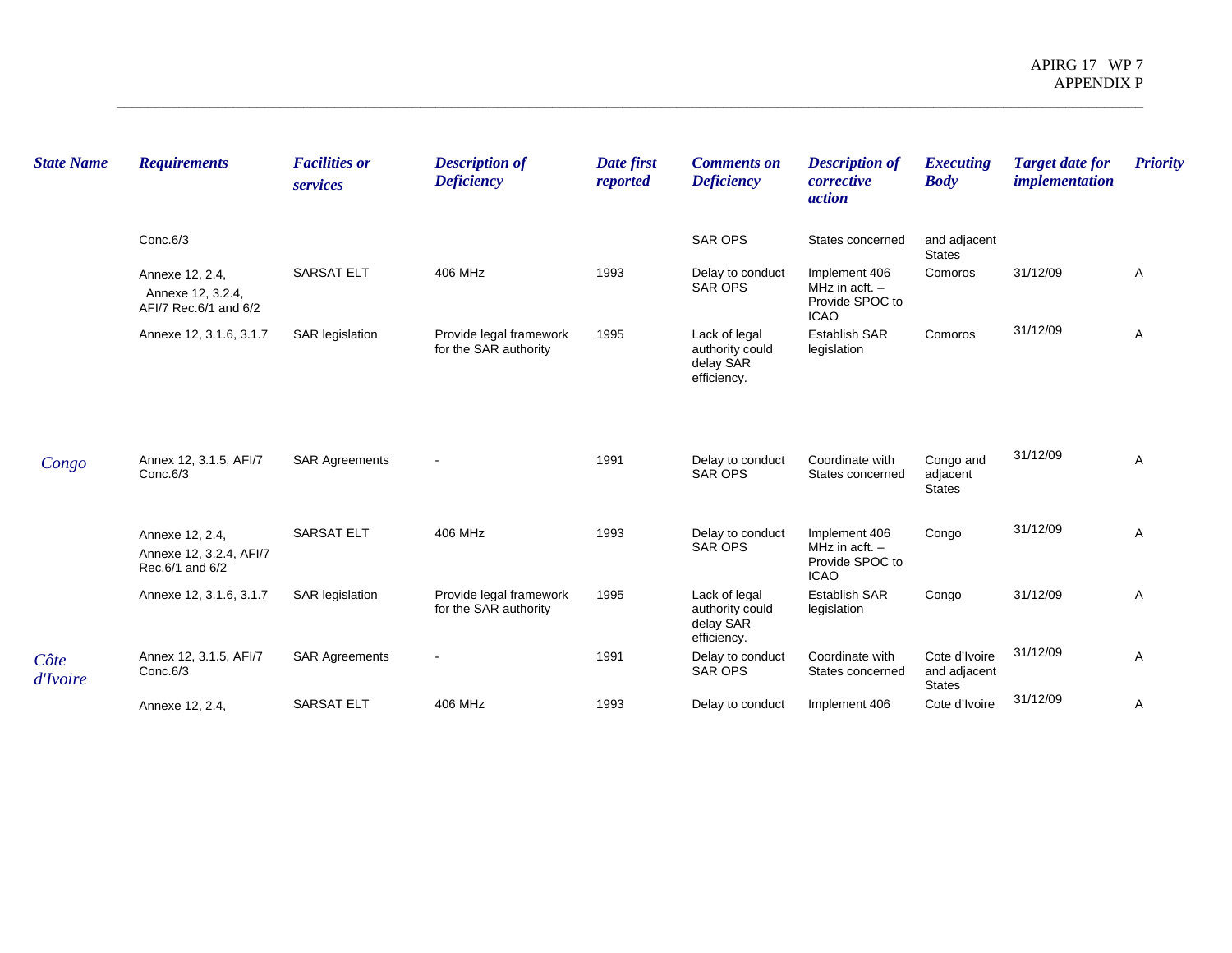| State Name | Requirements | Facilities or services | Description of Deficiency | Date first reported | Comments on Deficiency | Description of corrective action | Executing Body | Target date for implementation | Priority |
|---|---|---|---|---|---|---|---|---|---|
| | Conc.6/3 | | | | SAR OPS | States concerned | and adjacent States | | |
| | Annexe 12, 2.4, Annexe 12, 3.2.4, AFI/7 Rec.6/1 and 6/2 | SARSAT ELT | 406 MHz | 1993 | Delay to conduct SAR OPS | Implement 406 MHz in acft. – Provide SPOC to ICAO | Comoros | 31/12/09 | A |
| | Annexe 12, 3.1.6, 3.1.7 | SAR legislation | Provide legal framework for the SAR authority | 1995 | Lack of legal authority could delay SAR efficiency. | Establish SAR legislation | Comoros | 31/12/09 | A |
| Congo | Annex 12, 3.1.5, AFI/7 Conc.6/3 | SAR Agreements | - | 1991 | Delay to conduct SAR OPS | Coordinate with States concerned | Congo and adjacent States | 31/12/09 | A |
| | Annexe 12, 2.4, Annexe 12, 3.2.4, AFI/7 Rec.6/1 and 6/2 | SARSAT ELT | 406 MHz | 1993 | Delay to conduct SAR OPS | Implement 406 MHz in acft. – Provide SPOC to ICAO | Congo | 31/12/09 | A |
| | Annexe 12, 3.1.6, 3.1.7 | SAR legislation | Provide legal framework for the SAR authority | 1995 | Lack of legal authority could delay SAR efficiency. | Establish SAR legislation | Congo | 31/12/09 | A |
| Côte d'Ivoire | Annex 12, 3.1.5, AFI/7 Conc.6/3 | SAR Agreements | - | 1991 | Delay to conduct SAR OPS | Coordinate with States concerned | Cote d'Ivoire and adjacent States | 31/12/09 | A |
| | Annexe 12, 2.4, | SARSAT ELT | 406 MHz | 1993 | Delay to conduct | Implement 406 | Cote d'Ivoire | 31/12/09 | A |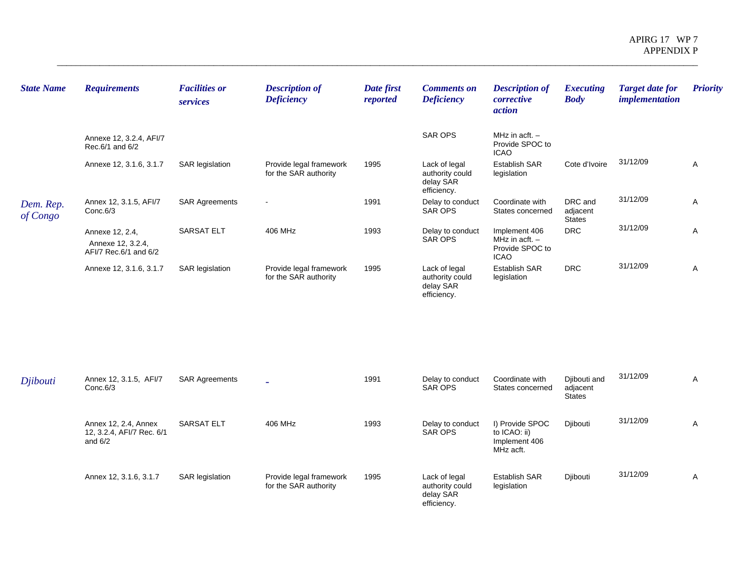| State Name | Requirements | Facilities or services | Description of Deficiency | Date first reported | Comments on Deficiency | Description of corrective action | Executing Body | Target date for implementation | Priority |
|---|---|---|---|---|---|---|---|---|---|
| | Annexe 12, 3.2.4, AFI/7 Rec.6/1 and 6/2 | | | | SAR OPS | MHz in acft. – Provide SPOC to ICAO | | | |
| | Annexe 12, 3.1.6, 3.1.7 | SAR legislation | Provide legal framework for the SAR authority | 1995 | Lack of legal authority could delay SAR efficiency. | Establish SAR legislation | Cote d'Ivoire | 31/12/09 | A |
| Dem. Rep. of Congo | Annex 12, 3.1.5, AFI/7 Conc.6/3 | SAR Agreements | - | 1991 | Delay to conduct SAR OPS | Coordinate with States concerned | DRC and adjacent States | 31/12/09 | A |
| | Annexe 12, 2.4, Annexe 12, 3.2.4, AFI/7 Rec.6/1 and 6/2 | SARSAT ELT | 406 MHz | 1993 | Delay to conduct SAR OPS | Implement 406 MHz in acft. – Provide SPOC to ICAO | DRC | 31/12/09 | A |
| | Annexe 12, 3.1.6, 3.1.7 | SAR legislation | Provide legal framework for the SAR authority | 1995 | Lack of legal authority could delay SAR efficiency. | Establish SAR legislation | DRC | 31/12/09 | A |
| Djibouti | Annex 12, 3.1.5, AFI/7 Conc.6/3 | SAR Agreements | - | 1991 | Delay to conduct SAR OPS | Coordinate with States concerned | Djibouti and adjacent States | 31/12/09 | A |
| | Annex 12, 2.4, Annex 12, 3.2.4, AFI/7 Rec. 6/1 and 6/2 | SARSAT ELT | 406 MHz | 1993 | Delay to conduct SAR OPS | I) Provide SPOC to ICAO: ii) Implement 406 MHz acft. | Djibouti | 31/12/09 | A |
| | Annex 12, 3.1.6, 3.1.7 | SAR legislation | Provide legal framework for the SAR authority | 1995 | Lack of legal authority could delay SAR efficiency. | Establish SAR legislation | Djibouti | 31/12/09 | A |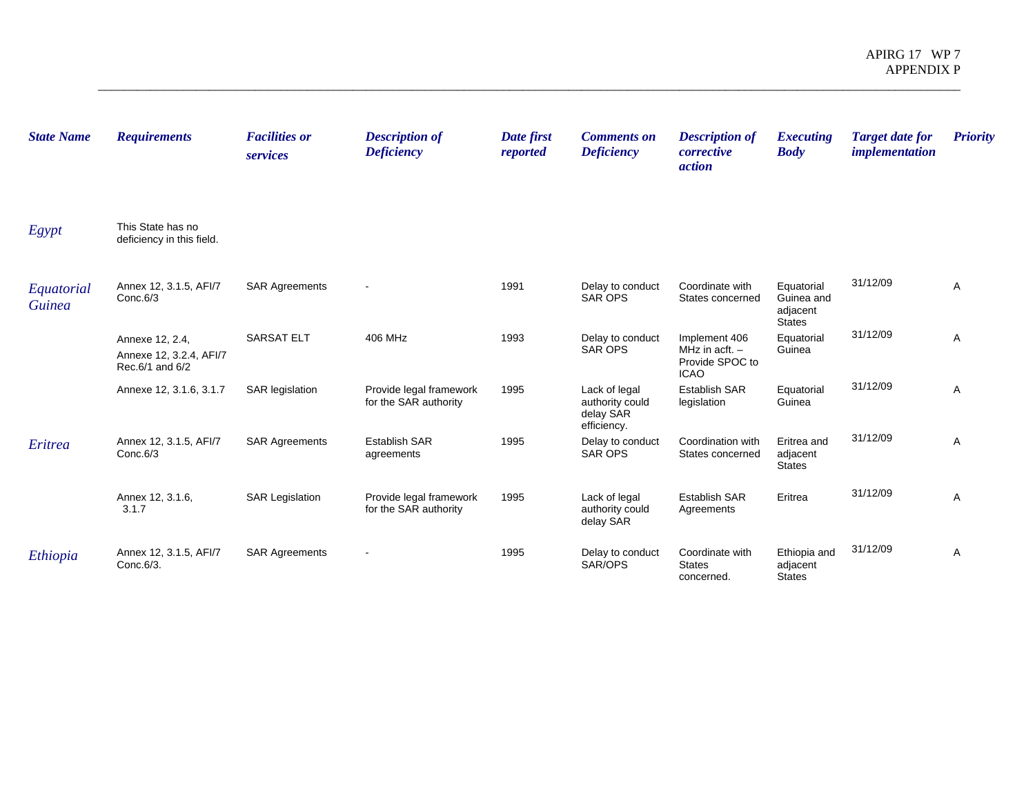| State Name | Requirements | Facilities or services | Description of Deficiency | Date first reported | Comments on Deficiency | Description of corrective action | Executing Body | Target date for implementation | Priority |
|---|---|---|---|---|---|---|---|---|---|
| Egypt | This State has no deficiency in this field. | | | | | | | | |
| Equatorial Guinea | Annex 12, 3.1.5, AFI/7 Conc.6/3 | SAR Agreements | - | 1991 | Delay to conduct SAR OPS | Coordinate with States concerned | Equatorial Guinea and adjacent States | 31/12/09 | A |
| | Annexe 12, 2.4, Annexe 12, 3.2.4, AFI/7 Rec.6/1 and 6/2 | SARSAT ELT | 406 MHz | 1993 | Delay to conduct SAR OPS | Implement 406 MHz in acft. – Provide SPOC to ICAO | Equatorial Guinea | 31/12/09 | A |
| | Annexe 12, 3.1.6, 3.1.7 | SAR legislation | Provide legal framework for the SAR authority | 1995 | Lack of legal authority could delay SAR efficiency. | Establish SAR legislation | Equatorial Guinea | 31/12/09 | A |
| Eritrea | Annex 12, 3.1.5, AFI/7 Conc.6/3 | SAR Agreements | Establish SAR agreements | 1995 | Delay to conduct SAR OPS | Coordination with States concerned | Eritrea and adjacent States | 31/12/09 | A |
| | Annex 12, 3.1.6, 3.1.7 | SAR Legislation | Provide legal framework for the SAR authority | 1995 | Lack of legal authority could delay SAR | Establish SAR Agreements | Eritrea | 31/12/09 | A |
| Ethiopia | Annex 12, 3.1.5, AFI/7 Conc.6/3. | SAR Agreements | - | 1995 | Delay to conduct SAR/OPS | Coordinate with States concerned. | Ethiopia and adjacent States | 31/12/09 | A |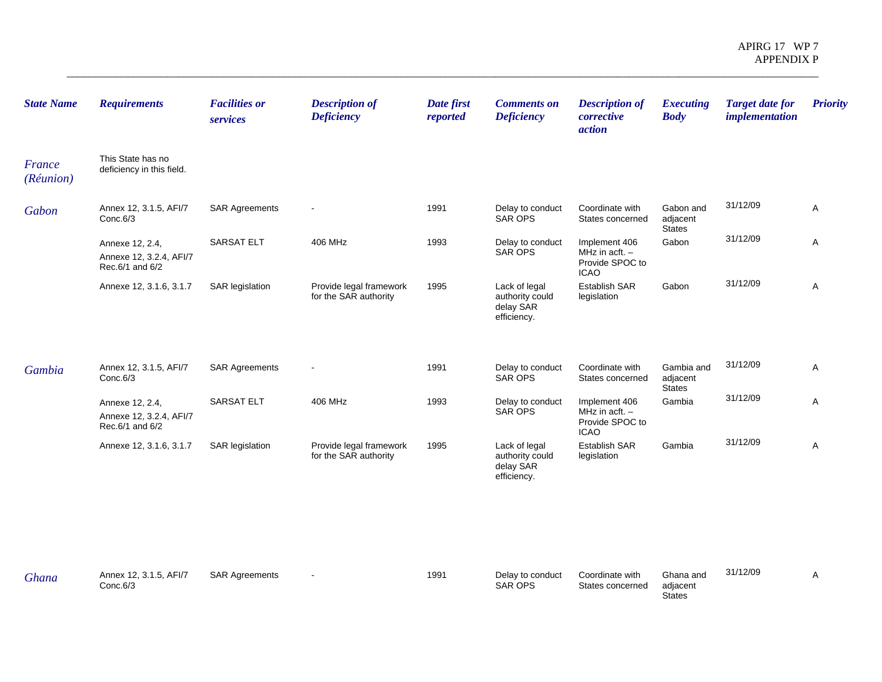| State Name | Requirements | Facilities or services | Description of Deficiency | Date first reported | Comments on Deficiency | Description of corrective action | Executing Body | Target date for implementation | Priority |
|---|---|---|---|---|---|---|---|---|---|
| *France (Réunion)* | This State has no deficiency in this field. | | | | | | | | |
| *Gabon* | Annex 12, 3.1.5, AFI/7 Conc.6/3 | SAR Agreements | - | 1991 | Delay to conduct SAR OPS | Coordinate with States concerned | Gabon and adjacent States | 31/12/09 | A |
| | Annexe 12, 2.4, Annexe 12, 3.2.4, AFI/7 Rec.6/1 and 6/2 | SARSAT ELT | 406 MHz | 1993 | Delay to conduct SAR OPS | Implement 406 MHz in acft. – Provide SPOC to ICAO | Gabon | 31/12/09 | A |
| | Annexe 12, 3.1.6, 3.1.7 | SAR legislation | Provide legal framework for the SAR authority | 1995 | Lack of legal authority could delay SAR efficiency. | Establish SAR legislation | Gabon | 31/12/09 | A |
| *Gambia* | Annex 12, 3.1.5, AFI/7 Conc.6/3 | SAR Agreements | - | 1991 | Delay to conduct SAR OPS | Coordinate with States concerned | Gambia and adjacent States | 31/12/09 | A |
| | Annexe 12, 2.4, Annexe 12, 3.2.4, AFI/7 Rec.6/1 and 6/2 | SARSAT ELT | 406 MHz | 1993 | Delay to conduct SAR OPS | Implement 406 MHz in acft. – Provide SPOC to ICAO | Gambia | 31/12/09 | A |
| | Annexe 12, 3.1.6, 3.1.7 | SAR legislation | Provide legal framework for the SAR authority | 1995 | Lack of legal authority could delay SAR efficiency. | Establish SAR legislation | Gambia | 31/12/09 | A |
| *Ghana* | Annex 12, 3.1.5, AFI/7 Conc.6/3 | SAR Agreements | - | 1991 | Delay to conduct SAR OPS | Coordinate with States concerned | Ghana and adjacent States | 31/12/09 | A |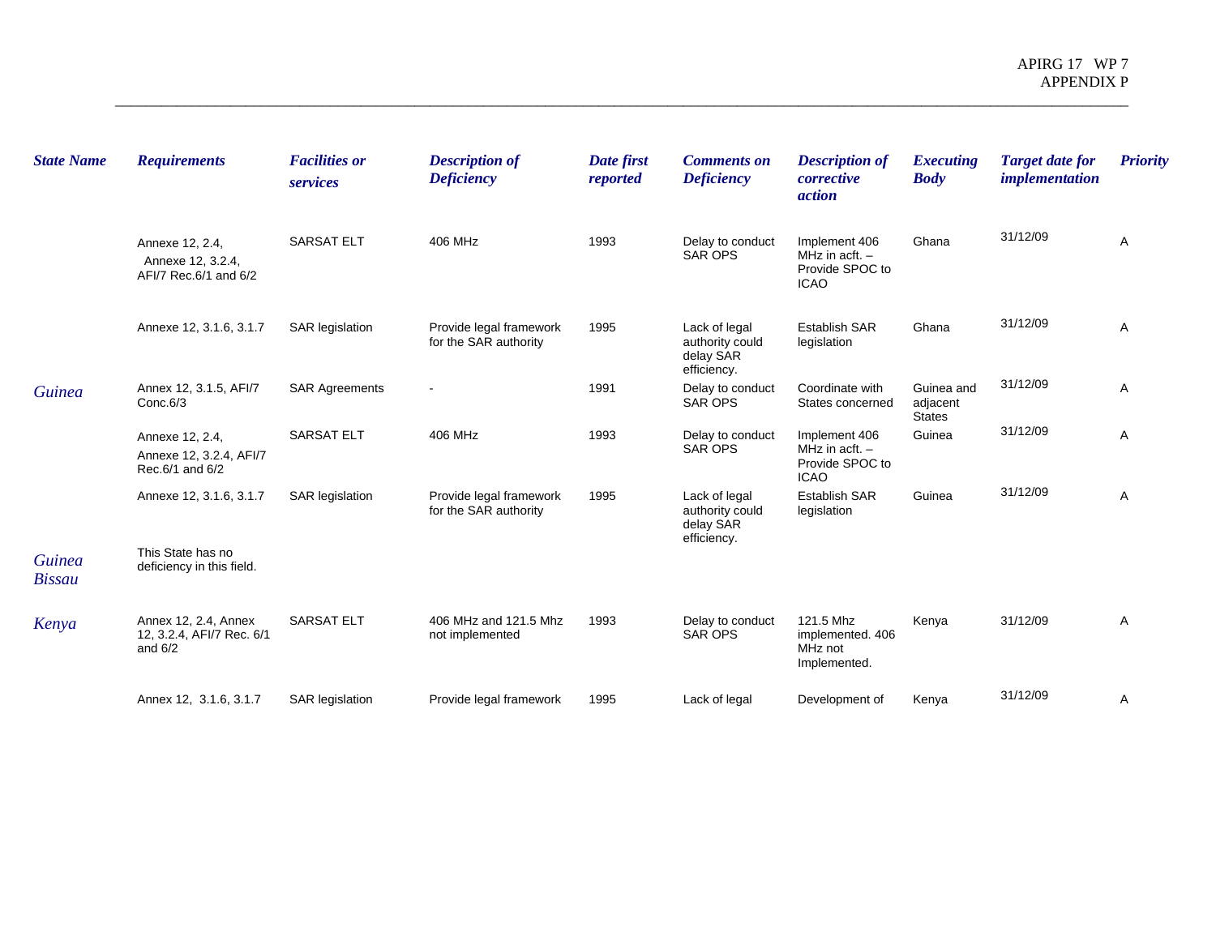| State Name | Requirements | Facilities or services | Description of Deficiency | Date first reported | Comments on Deficiency | Description of corrective action | Executing Body | Target date for implementation | Priority |
|---|---|---|---|---|---|---|---|---|---|
| | Annexe 12, 2.4, Annexe 12, 3.2.4, AFI/7 Rec.6/1 and 6/2 | SARSAT ELT | 406 MHz | 1993 | Delay to conduct SAR OPS | Implement 406 MHz in acft. – Provide SPOC to ICAO | Ghana | 31/12/09 | A |
| | Annexe 12, 3.1.6, 3.1.7 | SAR legislation | Provide legal framework for the SAR authority | 1995 | Lack of legal authority could delay SAR efficiency. | Establish SAR legislation | Ghana | 31/12/09 | A |
| Guinea | Annex 12, 3.1.5, AFI/7 Conc.6/3 | SAR Agreements | - | 1991 | Delay to conduct SAR OPS | Coordinate with States concerned | Guinea and adjacent States | 31/12/09 | A |
| | Annexe 12, 2.4, Annexe 12, 3.2.4, AFI/7 Rec.6/1 and 6/2 | SARSAT ELT | 406 MHz | 1993 | Delay to conduct SAR OPS | Implement 406 MHz in acft. – Provide SPOC to ICAO | Guinea | 31/12/09 | A |
| | Annexe 12, 3.1.6, 3.1.7 | SAR legislation | Provide legal framework for the SAR authority | 1995 | Lack of legal authority could delay SAR efficiency. | Establish SAR legislation | Guinea | 31/12/09 | A |
| Guinea Bissau | This State has no deficiency in this field. | | | | | | | | |
| Kenya | Annex 12, 2.4, Annex 12, 3.2.4, AFI/7 Rec. 6/1 and 6/2 | SARSAT ELT | 406 MHz and 121.5 Mhz not implemented | 1993 | Delay to conduct SAR OPS | 121.5 Mhz implemented. 406 MHz not Implemented. | Kenya | 31/12/09 | A |
| | Annex 12, 3.1.6, 3.1.7 | SAR legislation | Provide legal framework | 1995 | Lack of legal | Development of | Kenya | 31/12/09 | A |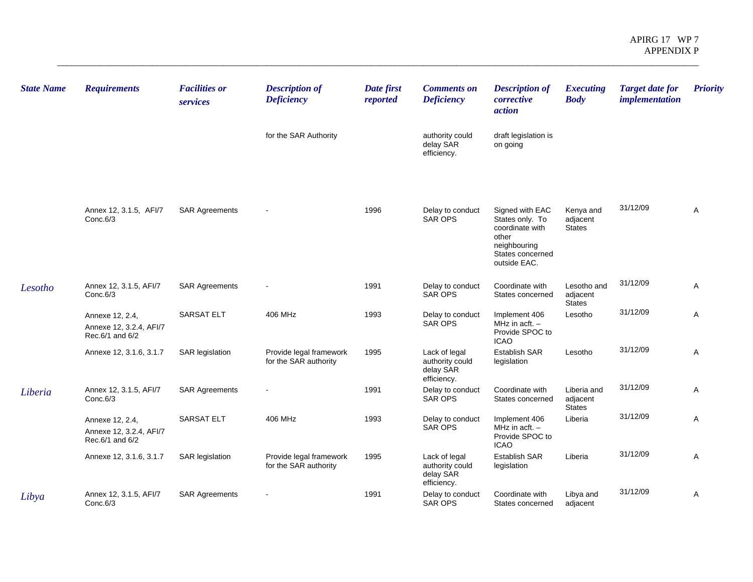| State Name | Requirements | Facilities or services | Description of Deficiency | Date first reported | Comments on Deficiency | Description of corrective action | Executing Body | Target date for implementation | Priority |
|---|---|---|---|---|---|---|---|---|---|
| | | | for the SAR Authority | | authority could delay SAR efficiency. | draft legislation is on going | | | |
| | Annex 12, 3.1.5, AFI/7 Conc.6/3 | SAR Agreements | - | 1996 | Delay to conduct SAR OPS | Signed with EAC States only. To coordinate with other neighbouring States concerned outside EAC. | Kenya and adjacent States | 31/12/09 | A |
| *Lesotho* | Annex 12, 3.1.5, AFI/7 Conc.6/3 | SAR Agreements | - | 1991 | Delay to conduct SAR OPS | Coordinate with States concerned | Lesotho and adjacent States | 31/12/09 | A |
| | Annexe 12, 2.4, Annexe 12, 3.2.4, AFI/7 Rec.6/1 and 6/2 | SARSAT ELT | 406 MHz | 1993 | Delay to conduct SAR OPS | Implement 406 MHz in acft. – Provide SPOC to ICAO | Lesotho | 31/12/09 | A |
| | Annexe 12, 3.1.6, 3.1.7 | SAR legislation | Provide legal framework for the SAR authority | 1995 | Lack of legal authority could delay SAR efficiency. | Establish SAR legislation | Lesotho | 31/12/09 | A |
| *Liberia* | Annex 12, 3.1.5, AFI/7 Conc.6/3 | SAR Agreements | - | 1991 | Delay to conduct SAR OPS | Coordinate with States concerned | Liberia and adjacent States | 31/12/09 | A |
| | Annexe 12, 2.4, Annexe 12, 3.2.4, AFI/7 Rec.6/1 and 6/2 | SARSAT ELT | 406 MHz | 1993 | Delay to conduct SAR OPS | Implement 406 MHz in acft. – Provide SPOC to ICAO | Liberia | 31/12/09 | A |
| | Annexe 12, 3.1.6, 3.1.7 | SAR legislation | Provide legal framework for the SAR authority | 1995 | Lack of legal authority could delay SAR efficiency. | Establish SAR legislation | Liberia | 31/12/09 | A |
| *Libya* | Annex 12, 3.1.5, AFI/7 Conc.6/3 | SAR Agreements | - | 1991 | Delay to conduct SAR OPS | Coordinate with States concerned | Libya and adjacent | 31/12/09 | A |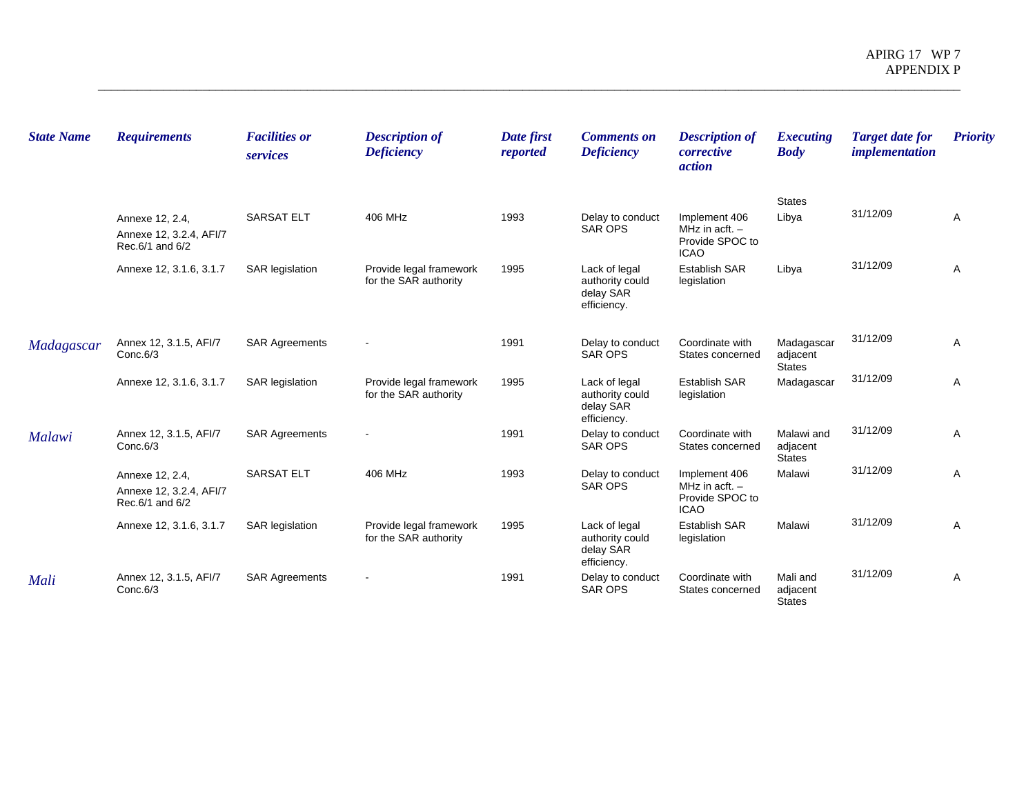| State Name | Requirements | Facilities or services | Description of Deficiency | Date first reported | Comments on Deficiency | Description of corrective action | Executing Body | Target date for implementation | Priority |
|---|---|---|---|---|---|---|---|---|---|
| | | | | | | | States | | |
| | Annexe 12, 2.4, Annexe 12, 3.2.4, AFI/7 Rec.6/1 and 6/2 | SARSAT ELT | 406 MHz | 1993 | Delay to conduct SAR OPS | Implement 406 MHz in acft. – Provide SPOC to ICAO | Libya | 31/12/09 | A |
| | Annexe 12, 3.1.6, 3.1.7 | SAR legislation | Provide legal framework for the SAR authority | 1995 | Lack of legal authority could delay SAR efficiency. | Establish SAR legislation | Libya | 31/12/09 | A |
| Madagascar | Annex 12, 3.1.5, AFI/7 Conc.6/3 | SAR Agreements | - | 1991 | Delay to conduct SAR OPS | Coordinate with States concerned | Madagascar adjacent States | 31/12/09 | A |
| | Annexe 12, 3.1.6, 3.1.7 | SAR legislation | Provide legal framework for the SAR authority | 1995 | Lack of legal authority could delay SAR efficiency. | Establish SAR legislation | Madagascar | 31/12/09 | A |
| Malawi | Annex 12, 3.1.5, AFI/7 Conc.6/3 | SAR Agreements | - | 1991 | Delay to conduct SAR OPS | Coordinate with States concerned | Malawi and adjacent States | 31/12/09 | A |
| | Annexe 12, 2.4, Annexe 12, 3.2.4, AFI/7 Rec.6/1 and 6/2 | SARSAT ELT | 406 MHz | 1993 | Delay to conduct SAR OPS | Implement 406 MHz in acft. – Provide SPOC to ICAO | Malawi | 31/12/09 | A |
| | Annexe 12, 3.1.6, 3.1.7 | SAR legislation | Provide legal framework for the SAR authority | 1995 | Lack of legal authority could delay SAR efficiency. | Establish SAR legislation | Malawi | 31/12/09 | A |
| Mali | Annex 12, 3.1.5, AFI/7 Conc.6/3 | SAR Agreements | - | 1991 | Delay to conduct SAR OPS | Coordinate with States concerned | Mali and adjacent States | 31/12/09 | A |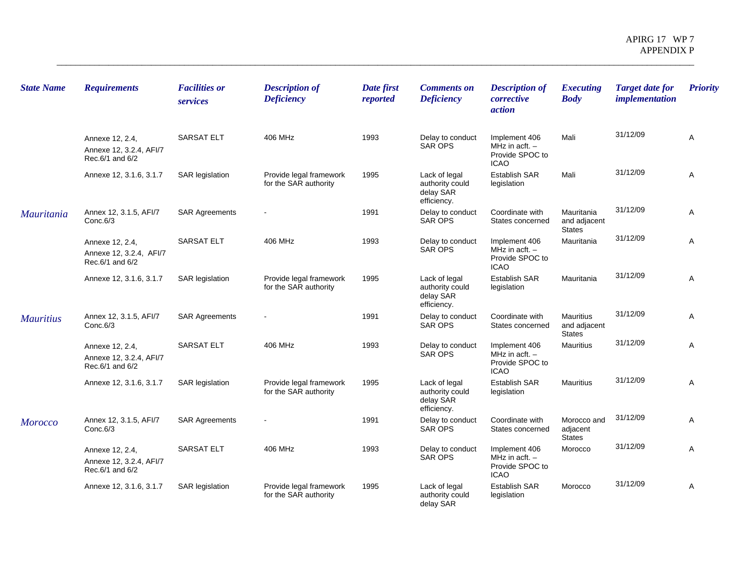| State Name | Requirements | Facilities or services | Description of Deficiency | Date first reported | Comments on Deficiency | Description of corrective action | Executing Body | Target date for implementation | Priority |
|---|---|---|---|---|---|---|---|---|---|
| | Annexe 12, 2.4, Annexe 12, 3.2.4, AFI/7 Rec.6/1 and 6/2 | SARSAT ELT | 406 MHz | 1993 | Delay to conduct SAR OPS | Implement 406 MHz in acft. – Provide SPOC to ICAO | Mali | 31/12/09 | A |
| | Annexe 12, 3.1.6, 3.1.7 | SAR legislation | Provide legal framework for the SAR authority | 1995 | Lack of legal authority could delay SAR efficiency. | Establish SAR legislation | Mali | 31/12/09 | A |
| *Mauritania* | Annex 12, 3.1.5, AFI/7 Conc.6/3 | SAR Agreements | - | 1991 | Delay to conduct SAR OPS | Coordinate with States concerned | Mauritania and adjacent States | 31/12/09 | A |
| | Annexe 12, 2.4, Annexe 12, 3.2.4, AFI/7 Rec.6/1 and 6/2 | SARSAT ELT | 406 MHz | 1993 | Delay to conduct SAR OPS | Implement 406 MHz in acft. – Provide SPOC to ICAO | Mauritania | 31/12/09 | A |
| | Annexe 12, 3.1.6, 3.1.7 | SAR legislation | Provide legal framework for the SAR authority | 1995 | Lack of legal authority could delay SAR efficiency. | Establish SAR legislation | Mauritania | 31/12/09 | A |
| *Mauritius* | Annex 12, 3.1.5, AFI/7 Conc.6/3 | SAR Agreements | - | 1991 | Delay to conduct SAR OPS | Coordinate with States concerned | Mauritius and adjacent States | 31/12/09 | A |
| | Annexe 12, 2.4, Annexe 12, 3.2.4, AFI/7 Rec.6/1 and 6/2 | SARSAT ELT | 406 MHz | 1993 | Delay to conduct SAR OPS | Implement 406 MHz in acft. – Provide SPOC to ICAO | Mauritius | 31/12/09 | A |
| | Annexe 12, 3.1.6, 3.1.7 | SAR legislation | Provide legal framework for the SAR authority | 1995 | Lack of legal authority could delay SAR efficiency. | Establish SAR legislation | Mauritius | 31/12/09 | A |
| *Morocco* | Annex 12, 3.1.5, AFI/7 Conc.6/3 | SAR Agreements | - | 1991 | Delay to conduct SAR OPS | Coordinate with States concerned | Morocco and adjacent States | 31/12/09 | A |
| | Annexe 12, 2.4, Annexe 12, 3.2.4, AFI/7 Rec.6/1 and 6/2 | SARSAT ELT | 406 MHz | 1993 | Delay to conduct SAR OPS | Implement 406 MHz in acft. – Provide SPOC to ICAO | Morocco | 31/12/09 | A |
| | Annexe 12, 3.1.6, 3.1.7 | SAR legislation | Provide legal framework for the SAR authority | 1995 | Lack of legal authority could delay SAR | Establish SAR legislation | Morocco | 31/12/09 | A |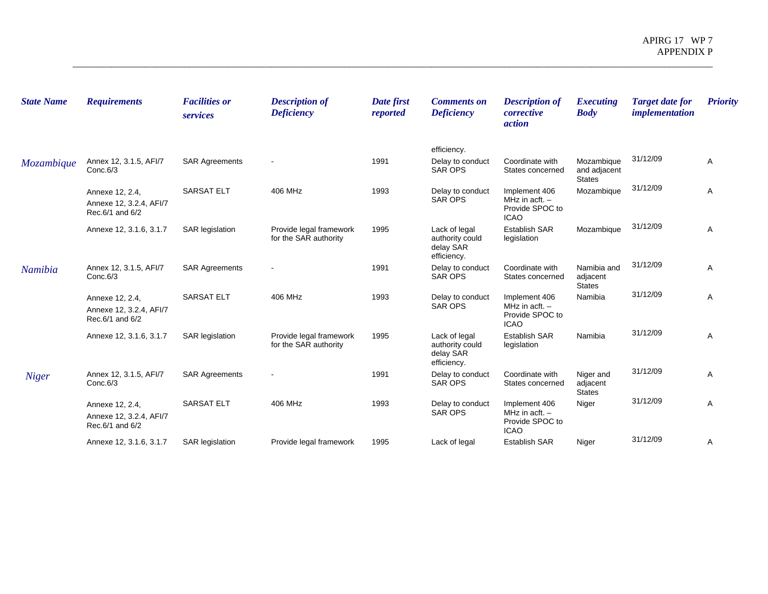| State Name | Requirements | Facilities or services | Description of Deficiency | Date first reported | Comments on Deficiency | Description of corrective action | Executing Body | Target date for implementation | Priority |
|---|---|---|---|---|---|---|---|---|---|
| | | | | | efficiency. | | | | |
| *Mozambique* | Annex 12, 3.1.5, AFI/7 Conc.6/3 | SAR Agreements | - | 1991 | Delay to conduct SAR OPS | Coordinate with States concerned | Mozambique and adjacent States | 31/12/09 | A |
| | Annexe 12, 2.4, Annexe 12, 3.2.4, AFI/7 Rec.6/1 and 6/2 | SARSAT ELT | 406 MHz | 1993 | Delay to conduct SAR OPS | Implement 406 MHz in acft. – Provide SPOC to ICAO | Mozambique | 31/12/09 | A |
| | Annexe 12, 3.1.6, 3.1.7 | SAR legislation | Provide legal framework for the SAR authority | 1995 | Lack of legal authority could delay SAR efficiency. | Establish SAR legislation | Mozambique | 31/12/09 | A |
| *Namibia* | Annex 12, 3.1.5, AFI/7 Conc.6/3 | SAR Agreements | - | 1991 | Delay to conduct SAR OPS | Coordinate with States concerned | Namibia and adjacent States | 31/12/09 | A |
| | Annexe 12, 2.4, Annexe 12, 3.2.4, AFI/7 Rec.6/1 and 6/2 | SARSAT ELT | 406 MHz | 1993 | Delay to conduct SAR OPS | Implement 406 MHz in acft. – Provide SPOC to ICAO | Namibia | 31/12/09 | A |
| | Annexe 12, 3.1.6, 3.1.7 | SAR legislation | Provide legal framework for the SAR authority | 1995 | Lack of legal authority could delay SAR efficiency. | Establish SAR legislation | Namibia | 31/12/09 | A |
| *Niger* | Annex 12, 3.1.5, AFI/7 Conc.6/3 | SAR Agreements | - | 1991 | Delay to conduct SAR OPS | Coordinate with States concerned | Niger and adjacent States | 31/12/09 | A |
| | Annexe 12, 2.4, Annexe 12, 3.2.4, AFI/7 Rec.6/1 and 6/2 | SARSAT ELT | 406 MHz | 1993 | Delay to conduct SAR OPS | Implement 406 MHz in acft. – Provide SPOC to ICAO | Niger | 31/12/09 | A |
| | Annexe 12, 3.1.6, 3.1.7 | SAR legislation | Provide legal framework | 1995 | Lack of legal | Establish SAR | Niger | 31/12/09 | A |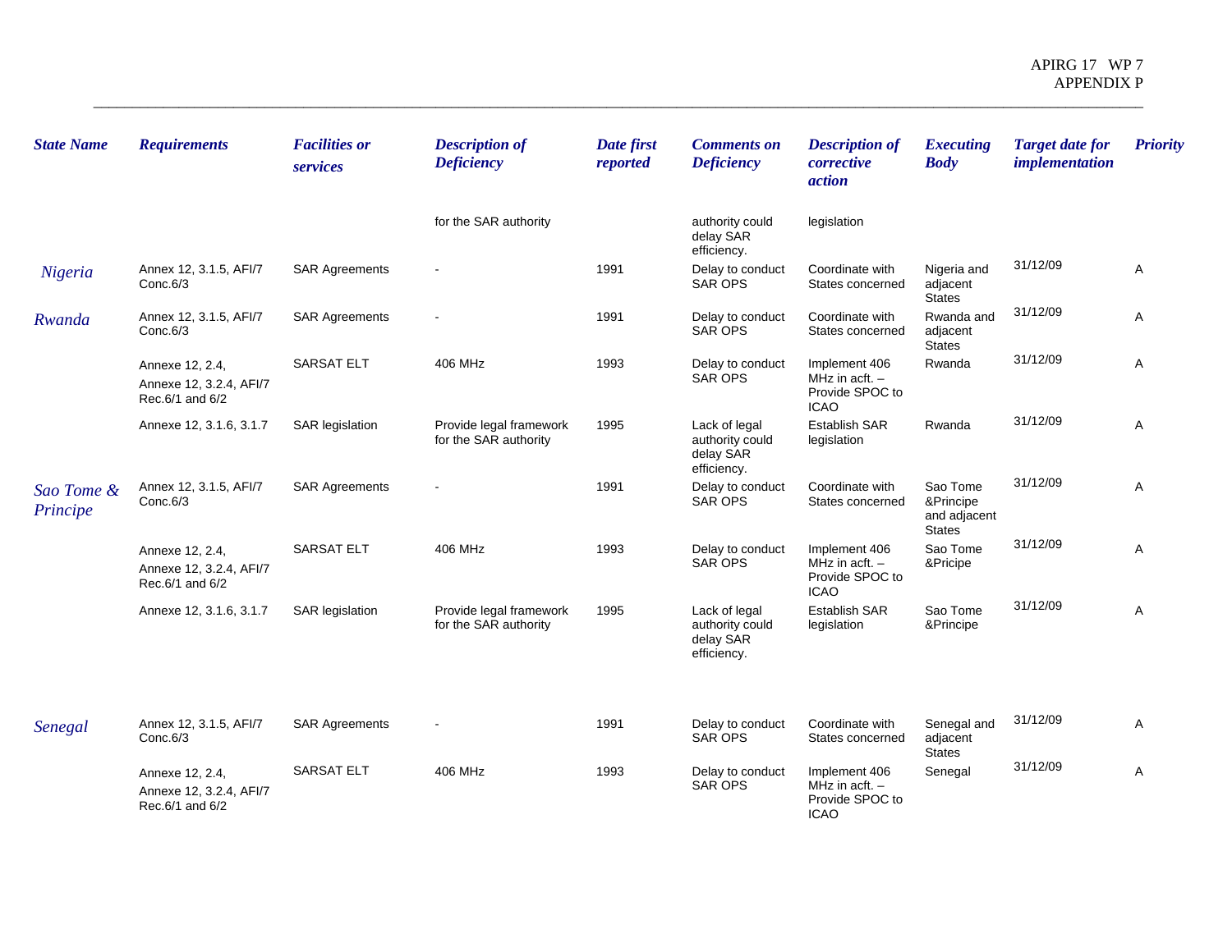| State Name | Requirements | Facilities or services | Description of Deficiency | Date first reported | Comments on Deficiency | Description of corrective action | Executing Body | Target date for implementation | Priority |
|---|---|---|---|---|---|---|---|---|---|
| | | | for the SAR authority | | authority could delay SAR efficiency. | legislation | | | |
| Nigeria | Annex 12, 3.1.5, AFI/7 Conc.6/3 | SAR Agreements | - | 1991 | Delay to conduct SAR OPS | Coordinate with States concerned | Nigeria and adjacent States | 31/12/09 | A |
| Rwanda | Annex 12, 3.1.5, AFI/7 Conc.6/3 | SAR Agreements | - | 1991 | Delay to conduct SAR OPS | Coordinate with States concerned | Rwanda and adjacent States | 31/12/09 | A |
| | Annexe 12, 2.4, Annexe 12, 3.2.4, AFI/7 Rec.6/1 and 6/2 | SARSAT ELT | 406 MHz | 1993 | Delay to conduct SAR OPS | Implement 406 MHz in acft. – Provide SPOC to ICAO | Rwanda | 31/12/09 | A |
| | Annexe 12, 3.1.6, 3.1.7 | SAR legislation | Provide legal framework for the SAR authority | 1995 | Lack of legal authority could delay SAR efficiency. | Establish SAR legislation | Rwanda | 31/12/09 | A |
| Sao Tome & Principe | Annex 12, 3.1.5, AFI/7 Conc.6/3 | SAR Agreements | - | 1991 | Delay to conduct SAR OPS | Coordinate with States concerned | Sao Tome &Principe and adjacent States | 31/12/09 | A |
| | Annexe 12, 2.4, Annexe 12, 3.2.4, AFI/7 Rec.6/1 and 6/2 | SARSAT ELT | 406 MHz | 1993 | Delay to conduct SAR OPS | Implement 406 MHz in acft. – Provide SPOC to ICAO | Sao Tome &Pricipe | 31/12/09 | A |
| | Annexe 12, 3.1.6, 3.1.7 | SAR legislation | Provide legal framework for the SAR authority | 1995 | Lack of legal authority could delay SAR efficiency. | Establish SAR legislation | Sao Tome &Principe | 31/12/09 | A |
| Senegal | Annex 12, 3.1.5, AFI/7 Conc.6/3 | SAR Agreements | - | 1991 | Delay to conduct SAR OPS | Coordinate with States concerned | Senegal and adjacent States | 31/12/09 | A |
| | Annexe 12, 2.4, Annexe 12, 3.2.4, AFI/7 Rec.6/1 and 6/2 | SARSAT ELT | 406 MHz | 1993 | Delay to conduct SAR OPS | Implement 406 MHz in acft. – Provide SPOC to ICAO | Senegal | 31/12/09 | A |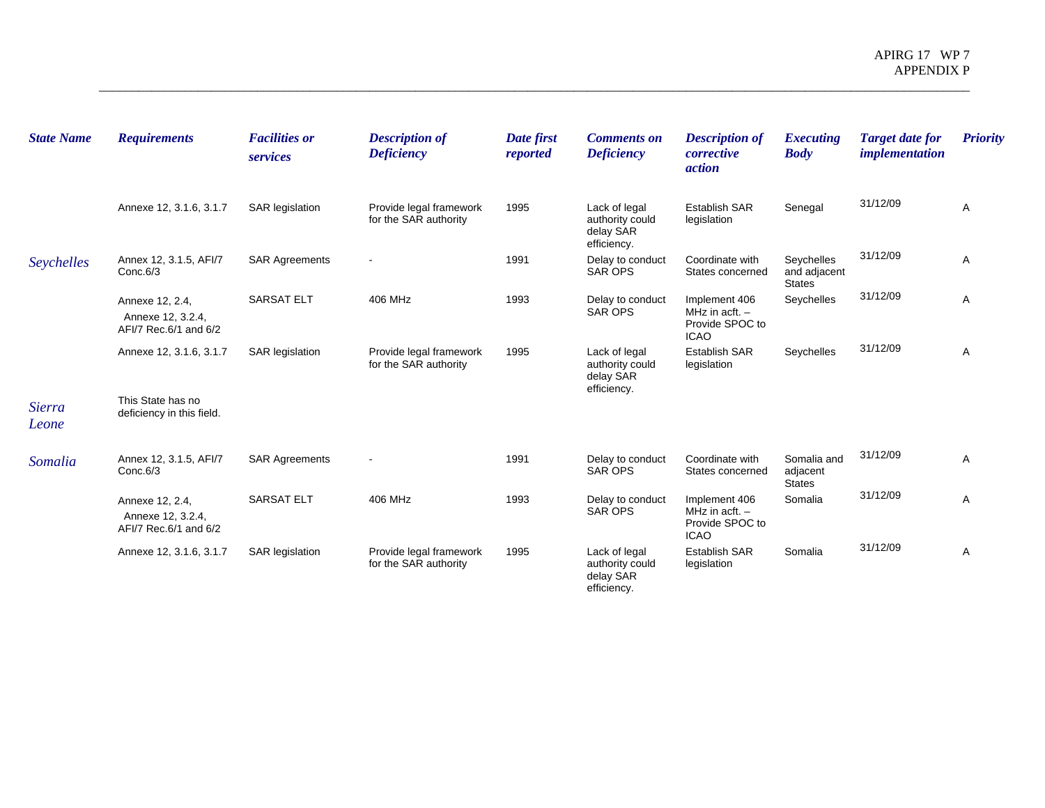| State Name | Requirements | Facilities or services | Description of Deficiency | Date first reported | Comments on Deficiency | Description of corrective action | Executing Body | Target date for implementation | Priority |
|---|---|---|---|---|---|---|---|---|---|
| | Annexe 12, 3.1.6, 3.1.7 | SAR legislation | Provide legal framework for the SAR authority | 1995 | Lack of legal authority could delay SAR efficiency. | Establish SAR legislation | Senegal | 31/12/09 | A |
| Seychelles | Annex 12, 3.1.5, AFI/7 Conc.6/3 | SAR Agreements | - | 1991 | Delay to conduct SAR OPS | Coordinate with States concerned | Seychelles and adjacent States | 31/12/09 | A |
| | Annexe 12, 2.4, Annexe 12, 3.2.4, AFI/7 Rec.6/1 and 6/2 | SARSAT ELT | 406 MHz | 1993 | Delay to conduct SAR OPS | Implement 406 MHz in acft. – Provide SPOC to ICAO | Seychelles | 31/12/09 | A |
| | Annexe 12, 3.1.6, 3.1.7 | SAR legislation | Provide legal framework for the SAR authority | 1995 | Lack of legal authority could delay SAR efficiency. | Establish SAR legislation | Seychelles | 31/12/09 | A |
| Sierra Leone | This State has no deficiency in this field. | | | | | | | | |
| Somalia | Annex 12, 3.1.5, AFI/7 Conc.6/3 | SAR Agreements | - | 1991 | Delay to conduct SAR OPS | Coordinate with States concerned | Somalia and adjacent States | 31/12/09 | A |
| | Annexe 12, 2.4, Annexe 12, 3.2.4, AFI/7 Rec.6/1 and 6/2 | SARSAT ELT | 406 MHz | 1993 | Delay to conduct SAR OPS | Implement 406 MHz in acft. – Provide SPOC to ICAO | Somalia | 31/12/09 | A |
| | Annexe 12, 3.1.6, 3.1.7 | SAR legislation | Provide legal framework for the SAR authority | 1995 | Lack of legal authority could delay SAR efficiency. | Establish SAR legislation | Somalia | 31/12/09 | A |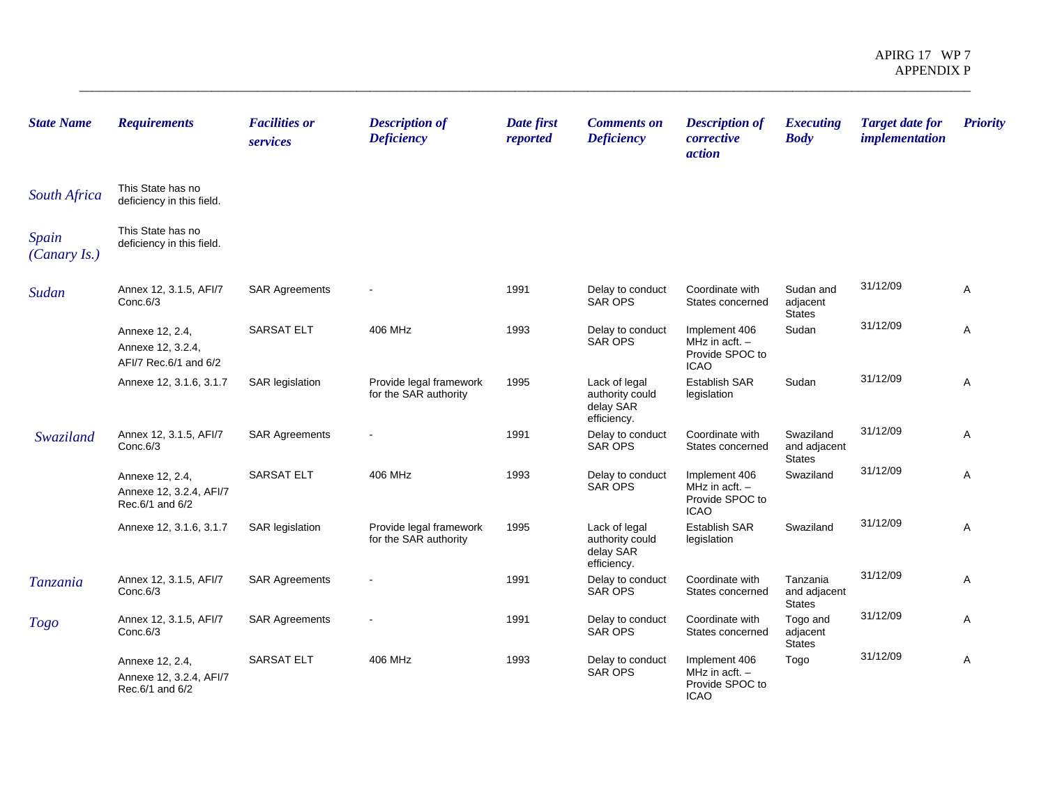| State Name | Requirements | Facilities or services | Description of Deficiency | Date first reported | Comments on Deficiency | Description of corrective action | Executing Body | Target date for implementation | Priority |
|---|---|---|---|---|---|---|---|---|---|
| South Africa | This State has no deficiency in this field. | | | | | | | | |
| Spain (Canary Is.) | This State has no deficiency in this field. | | | | | | | | |
| Sudan | Annex 12, 3.1.5, AFI/7 Conc.6/3 | SAR Agreements | - | 1991 | Delay to conduct SAR OPS | Coordinate with States concerned | Sudan and adjacent States | 31/12/09 | A |
| | Annexe 12, 2.4, Annexe 12, 3.2.4, AFI/7 Rec.6/1 and 6/2 | SARSAT ELT | 406 MHz | 1993 | Delay to conduct SAR OPS | Implement 406 MHz in acft. – Provide SPOC to ICAO | Sudan | 31/12/09 | A |
| | Annexe 12, 3.1.6, 3.1.7 | SAR legislation | Provide legal framework for the SAR authority | 1995 | Lack of legal authority could delay SAR efficiency. | Establish SAR legislation | Sudan | 31/12/09 | A |
| Swaziland | Annex 12, 3.1.5, AFI/7 Conc.6/3 | SAR Agreements | - | 1991 | Delay to conduct SAR OPS | Coordinate with States concerned | Swaziland and adjacent States | 31/12/09 | A |
| | Annexe 12, 2.4, Annexe 12, 3.2.4, AFI/7 Rec.6/1 and 6/2 | SARSAT ELT | 406 MHz | 1993 | Delay to conduct SAR OPS | Implement 406 MHz in acft. – Provide SPOC to ICAO | Swaziland | 31/12/09 | A |
| | Annexe 12, 3.1.6, 3.1.7 | SAR legislation | Provide legal framework for the SAR authority | 1995 | Lack of legal authority could delay SAR efficiency. | Establish SAR legislation | Swaziland | 31/12/09 | A |
| Tanzania | Annex 12, 3.1.5, AFI/7 Conc.6/3 | SAR Agreements | - | 1991 | Delay to conduct SAR OPS | Coordinate with States concerned | Tanzania and adjacent States | 31/12/09 | A |
| Togo | Annex 12, 3.1.5, AFI/7 Conc.6/3 | SAR Agreements | - | 1991 | Delay to conduct SAR OPS | Coordinate with States concerned | Togo and adjacent States | 31/12/09 | A |
| | Annexe 12, 2.4, Annexe 12, 3.2.4, AFI/7 Rec.6/1 and 6/2 | SARSAT ELT | 406 MHz | 1993 | Delay to conduct SAR OPS | Implement 406 MHz in acft. – Provide SPOC to ICAO | Togo | 31/12/09 | A |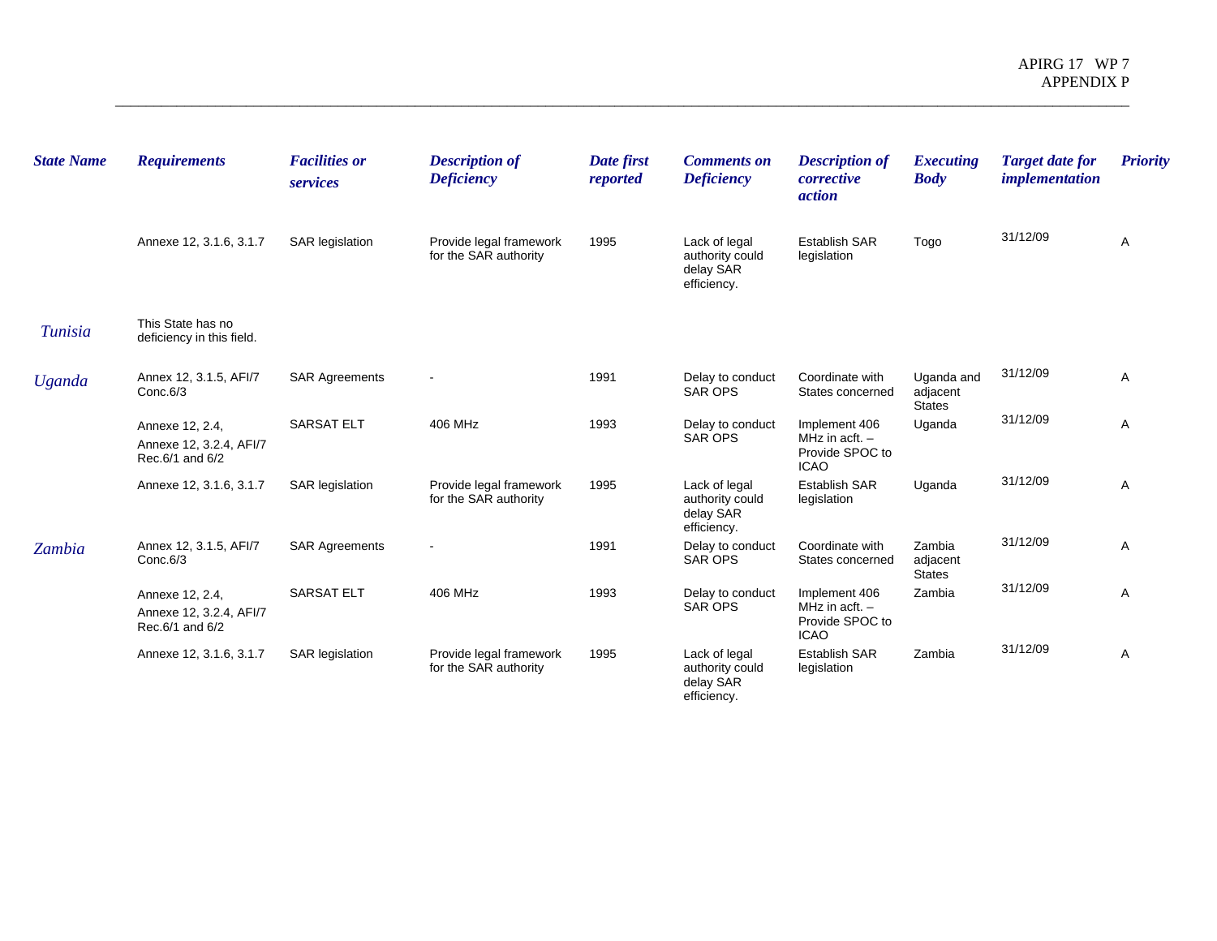| State Name | Requirements | Facilities or services | Description of Deficiency | Date first reported | Comments on Deficiency | Description of corrective action | Executing Body | Target date for implementation | Priority |
|---|---|---|---|---|---|---|---|---|---|
| | Annexe 12, 3.1.6, 3.1.7 | SAR legislation | Provide legal framework for the SAR authority | 1995 | Lack of legal authority could delay SAR efficiency. | Establish SAR legislation | Togo | 31/12/09 | A |
| Tunisia | This State has no deficiency in this field. | | | | | | | | |
| Uganda | Annex 12, 3.1.5, AFI/7 Conc.6/3 | SAR Agreements | - | 1991 | Delay to conduct SAR OPS | Coordinate with States concerned | Uganda and adjacent States | 31/12/09 | A |
| | Annexe 12, 2.4, Annexe 12, 3.2.4, AFI/7 Rec.6/1 and 6/2 | SARSAT ELT | 406 MHz | 1993 | Delay to conduct SAR OPS | Implement 406 MHz in acft. – Provide SPOC to ICAO | Uganda | 31/12/09 | A |
| | Annexe 12, 3.1.6, 3.1.7 | SAR legislation | Provide legal framework for the SAR authority | 1995 | Lack of legal authority could delay SAR efficiency. | Establish SAR legislation | Uganda | 31/12/09 | A |
| Zambia | Annex 12, 3.1.5, AFI/7 Conc.6/3 | SAR Agreements | - | 1991 | Delay to conduct SAR OPS | Coordinate with States concerned | Zambia adjacent States | 31/12/09 | A |
| | Annexe 12, 2.4, Annexe 12, 3.2.4, AFI/7 Rec.6/1 and 6/2 | SARSAT ELT | 406 MHz | 1993 | Delay to conduct SAR OPS | Implement 406 MHz in acft. – Provide SPOC to ICAO | Zambia | 31/12/09 | A |
| | Annexe 12, 3.1.6, 3.1.7 | SAR legislation | Provide legal framework for the SAR authority | 1995 | Lack of legal authority could delay SAR efficiency. | Establish SAR legislation | Zambia | 31/12/09 | A |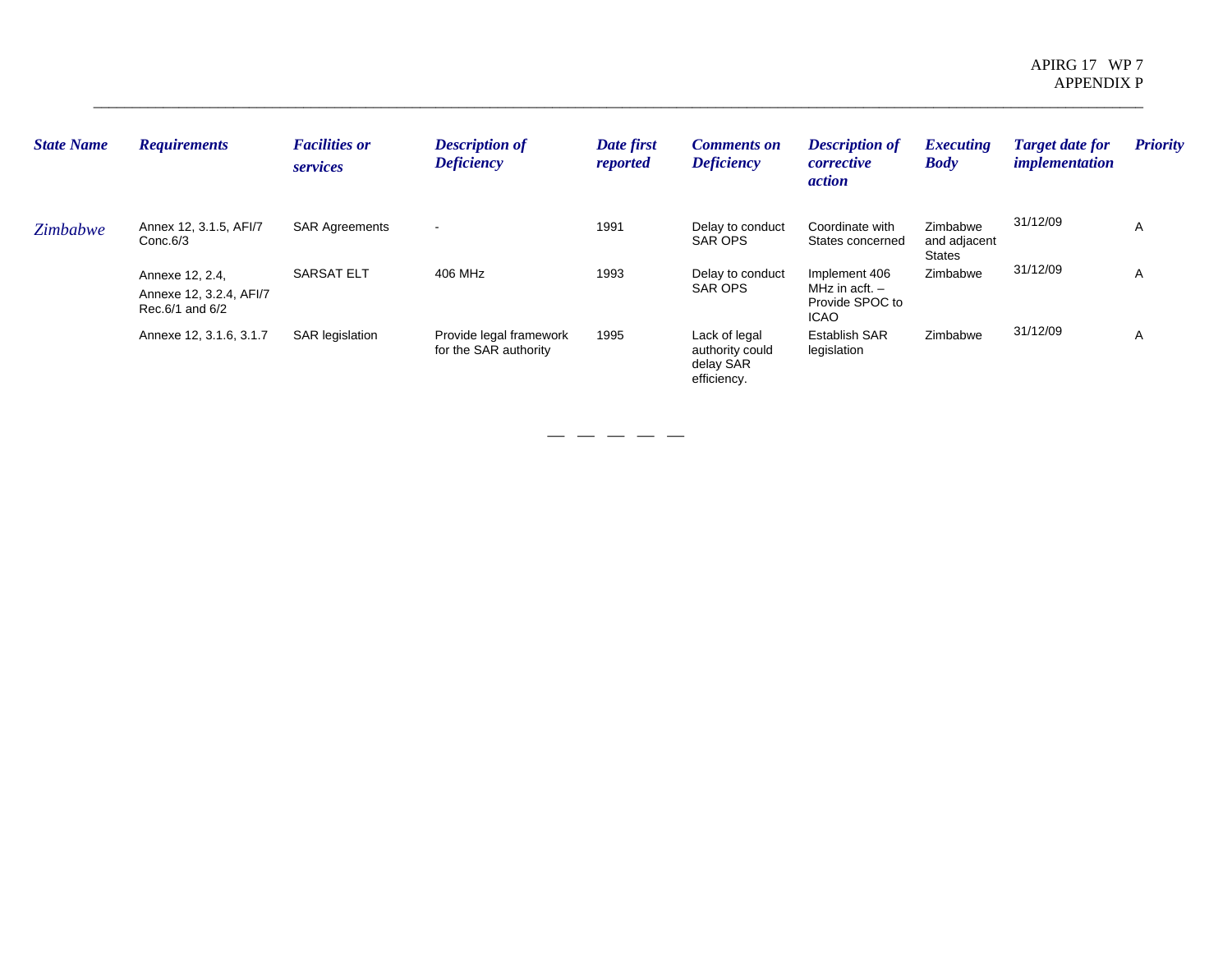| State Name | Requirements | Facilities or services | Description of Deficiency | Date first reported | Comments on Deficiency | Description of corrective action | Executing Body | Target date for implementation | Priority |
|---|---|---|---|---|---|---|---|---|---|
| Zimbabwe | Annex 12, 3.1.5, AFI/7 Conc.6/3 | SAR Agreements | - | 1991 | Delay to conduct SAR OPS | Coordinate with States concerned | Zimbabwe and adjacent States | 31/12/09 | A |
| | Annexe 12, 2.4, Annexe 12, 3.2.4, AFI/7 Rec.6/1 and 6/2 | SARSAT ELT | 406 MHz | 1993 | Delay to conduct SAR OPS | Implement 406 MHz in acft. – Provide SPOC to ICAO | Zimbabwe | 31/12/09 | A |
| | Annexe 12, 3.1.6, 3.1.7 | SAR legislation | Provide legal framework for the SAR authority | 1995 | Lack of legal authority could delay SAR efficiency. | Establish SAR legislation | Zimbabwe | 31/12/09 | A |

— — — — —